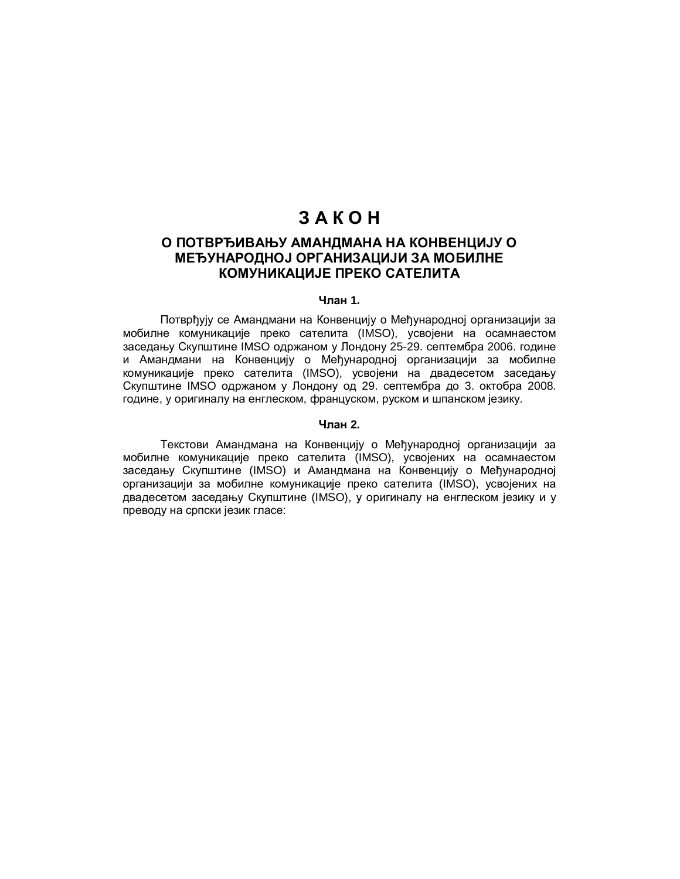# З А К О Н

## О ПОТВРЂИВАЊУ АМАНДМАНА НА КОНВЕНЦИЈУ О МЕЂУНАРОДНОЈ ОРГАНИЗАЦИЈИ ЗА МОБИЛНЕ КОМУНИКАЦИЈЕ ПРЕКО САТЕЛИТА

**Члан 1.**

Потврђују се Амандмани на Конвенцију о Међународној организацији за мобилне комуникације преко сателита (IMSO), усвојени на осамнаестом заседању Скупштине IMSO одржаном у Лондону 25-29. септембра 2006. године и Амандмани на Конвенцију о Међународној организацији за мобилне комуникације преко сателита (IMSO), усвојени на двадесетом заседању Скупштине IMSO одржаном у Лондону од 29. септембра до 3. октобра 2008. године, у оригиналу на енглеском, француском, руском и шпанском језику.

**Члан 2.**

Текстови Амандмана на Конвенцију о Међународној организацији за мобилне комуникације преко сателита (IMSO), усвојених на осамнаестом заседању Скупштине (IMSO) и Амандмана на Конвенцију о Међународној организацији за мобилне комуникације преко сателита (IMSO), усвојених на двадесетом заседању Скупштине (IMSO), у оригиналу на енглеском језику и у преводу на српски језик гласе: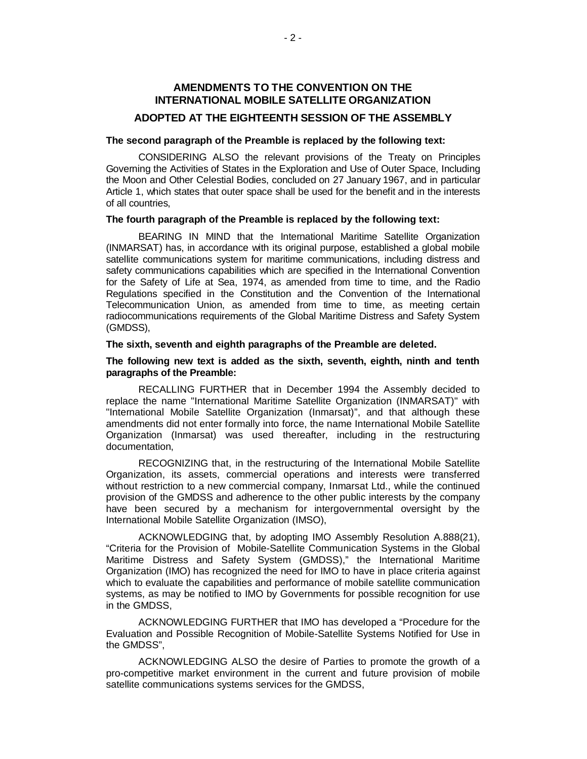## AMENDMENTS TO THE CONVENTION ON THE INTERNATIONAL MOBILE SATELLITE ORGANIZATION

### ADOPTED AT THE EIGHTEENTH SESSION OF THE ASSEMBLY

**The second paragraph of the Preamble is replaced by the following text:**

CONSIDERING ALSO the relevant provisions of the Treaty on Principles Governing the Activities of States in the Exploration and Use of Outer Space, Including the Moon and Other Celestial Bodies, concluded on 27 January 1967, and in particular Article 1, which states that outer space shall be used for the benefit and in the interests of all countries,

**The fourth paragraph of the Preamble is replaced by the following text:**

BEARING IN MIND that the International Maritime Satellite Organization (INMARSAT) has, in accordance with its original purpose, established a global mobile satellite communications system for maritime communications, including distress and safety communications capabilities which are specified in the International Convention for the Safety of Life at Sea, 1974, as amended from time to time, and the Radio Regulations specified in the Constitution and the Convention of the International Telecommunication Union, as amended from time to time, as meeting certain radiocommunications requirements of the Global Maritime Distress and Safety System (GMDSS),

**The sixth, seventh and eighth paragraphs of the Preamble are deleted.**

**The following new text is added as the sixth, seventh, eighth, ninth and tenth paragraphs of the Preamble:**

RECALLING FURTHER that in December 1994 the Assembly decided to replace the name "International Maritime Satellite Organization (INMARSAT)" with "International Mobile Satellite Organization (Inmarsat)", and that although these amendments did not enter formally into force, the name International Mobile Satellite Organization (Inmarsat) was used thereafter, including in the restructuring documentation,

RECOGNIZING that, in the restructuring of the International Mobile Satellite Organization, its assets, commercial operations and interests were transferred without restriction to a new commercial company, Inmarsat Ltd., while the continued provision of the GMDSS and adherence to the other public interests by the company have been secured by a mechanism for intergovernmental oversight by the International Mobile Satellite Organization (IMSO),

ACKNOWLEDGING that, by adopting IMO Assembly Resolution A.888(21), "Criteria for the Provision of Mobile-Satellite Communication Systems in the Global Maritime Distress and Safety System (GMDSS)," the International Maritime Organization (IMO) has recognized the need for IMO to have in place criteria against which to evaluate the capabilities and performance of mobile satellite communication systems, as may be notified to IMO by Governments for possible recognition for use in the GMDSS,

ACKNOWLEDGING FURTHER that IMO has developed a "Procedure for the Evaluation and Possible Recognition of Mobile-Satellite Systems Notified for Use in the GMDSS",

ACKNOWLEDGING ALSO the desire of Parties to promote the growth of a pro-competitive market environment in the current and future provision of mobile satellite communications systems services for the GMDSS,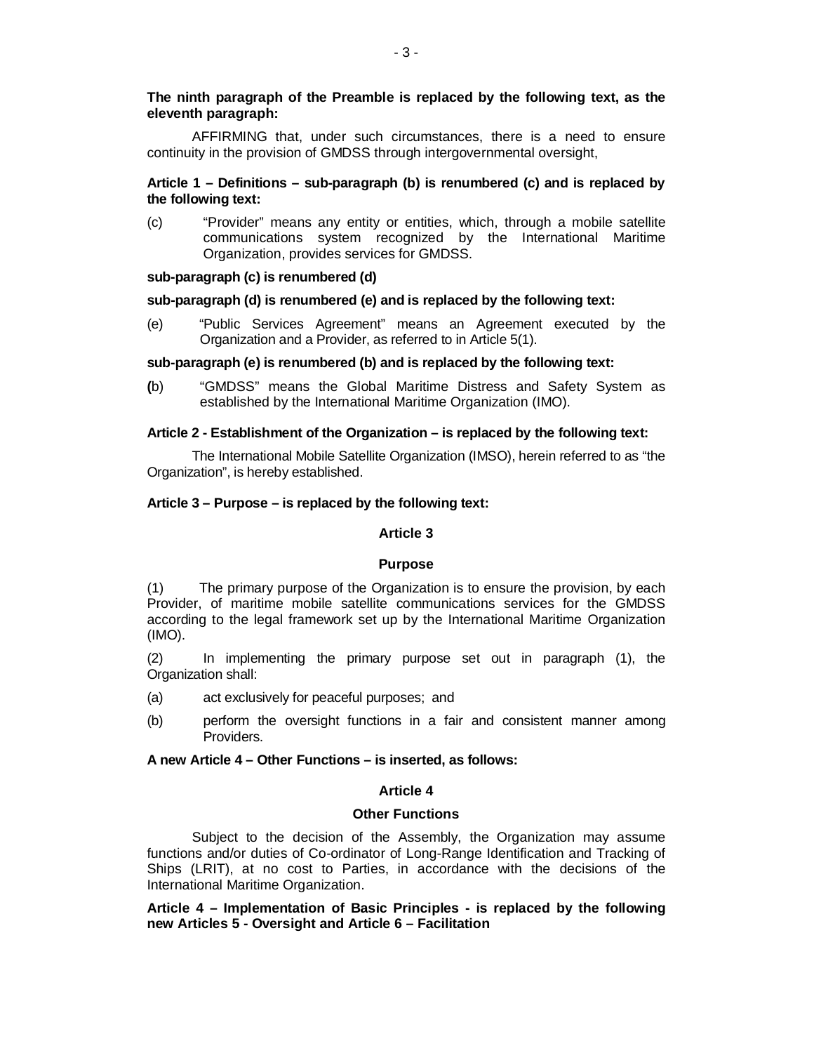**The ninth paragraph of the Preamble is replaced by the following text, as the eleventh paragraph:**

AFFIRMING that, under such circumstances, there is a need to ensure continuity in the provision of GMDSS through intergovernmental oversight,

**Article 1 – Definitions – sub-paragraph (b) is renumbered (c) and is replaced by the following text:**

(c) "Provider" means any entity or entities, which, through a mobile satellite communications system recognized by the International Maritime Organization, provides services for GMDSS.

**sub-paragraph (c) is renumbered (d)**

**sub-paragraph (d) is renumbered (e) and is replaced by the following text:**

(e) "Public Services Agreement" means an Agreement executed by the Organization and a Provider, as referred to in Article 5(1).

**sub-paragraph (e) is renumbered (b) and is replaced by the following text:**

**(**b) "GMDSS" means the Global Maritime Distress and Safety System as established by the International Maritime Organization (IMO).

**Article 2 - Establishment of the Organization – is replaced by the following text:**

The International Mobile Satellite Organization (IMSO), herein referred to as "the Organization", is hereby established.

**Article 3 – Purpose – is replaced by the following text:**

**Article 3**

**Purpose**

(1) The primary purpose of the Organization is to ensure the provision, by each Provider, of maritime mobile satellite communications services for the GMDSS according to the legal framework set up by the International Maritime Organization (IMO).

(2) In implementing the primary purpose set out in paragraph (1), the Organization shall:

(a) act exclusively for peaceful purposes; and

(b) perform the oversight functions in a fair and consistent manner among Providers.

**A new Article 4 – Other Functions – is inserted, as follows:**

**Article 4**

**Other Functions**

Subject to the decision of the Assembly, the Organization may assume functions and/or duties of Co-ordinator of Long-Range Identification and Tracking of Ships (LRIT), at no cost to Parties, in accordance with the decisions of the International Maritime Organization.

**Article 4 – Implementation of Basic Principles - is replaced by the following new Articles 5 - Oversight and Article 6 – Facilitation**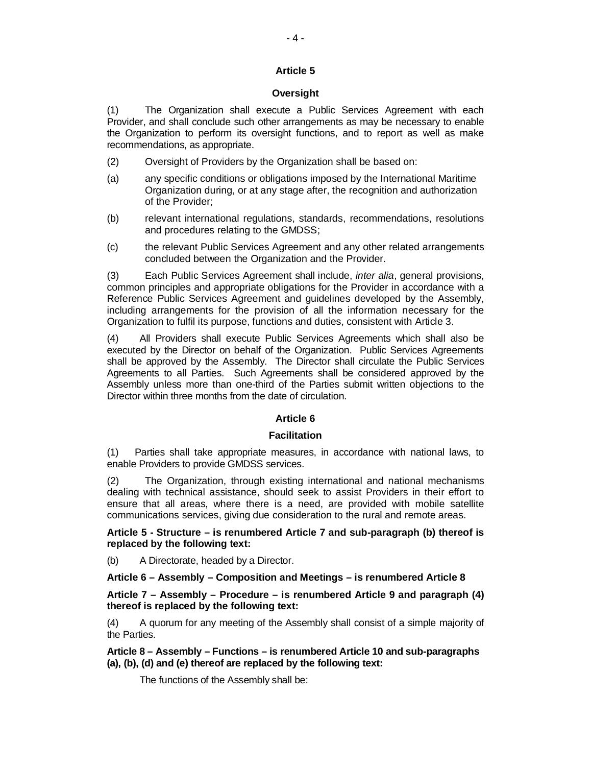### Article 5

### Oversight

(1) The Organization shall execute a Public Services Agreement with each Provider, and shall conclude such other arrangements as may be necessary to enable the Organization to perform its oversight functions, and to report as well as make recommendations, as appropriate.

(2) Oversight of Providers by the Organization shall be based on:

(a) any specific conditions or obligations imposed by the International Maritime Organization during, or at any stage after, the recognition and authorization of the Provider;

(b) relevant international regulations, standards, recommendations, resolutions and procedures relating to the GMDSS;

(c) the relevant Public Services Agreement and any other related arrangements concluded between the Organization and the Provider.

(3) Each Public Services Agreement shall include, *inter alia*, general provisions, common principles and appropriate obligations for the Provider in accordance with a Reference Public Services Agreement and guidelines developed by the Assembly, including arrangements for the provision of all the information necessary for the Organization to fulfil its purpose, functions and duties, consistent with Article 3.

(4) All Providers shall execute Public Services Agreements which shall also be executed by the Director on behalf of the Organization. Public Services Agreements shall be approved by the Assembly. The Director shall circulate the Public Services Agreements to all Parties. Such Agreements shall be considered approved by the Assembly unless more than one-third of the Parties submit written objections to the Director within three months from the date of circulation.

### Article 6

### Facilitation

(1) Parties shall take appropriate measures, in accordance with national laws, to enable Providers to provide GMDSS services.

(2) The Organization, through existing international and national mechanisms dealing with technical assistance, should seek to assist Providers in their effort to ensure that all areas, where there is a need, are provided with mobile satellite communications services, giving due consideration to the rural and remote areas.

**Article 5 - Structure – is renumbered Article 7 and sub-paragraph (b) thereof is replaced by the following text:**

(b) A Directorate, headed by a Director.

**Article 6 – Assembly – Composition and Meetings – is renumbered Article 8**

**Article 7 – Assembly – Procedure – is renumbered Article 9 and paragraph (4) thereof is replaced by the following text:**

(4) A quorum for any meeting of the Assembly shall consist of a simple majority of the Parties.

**Article 8 – Assembly – Functions – is renumbered Article 10 and sub-paragraphs (a), (b), (d) and (e) thereof are replaced by the following text:**

The functions of the Assembly shall be: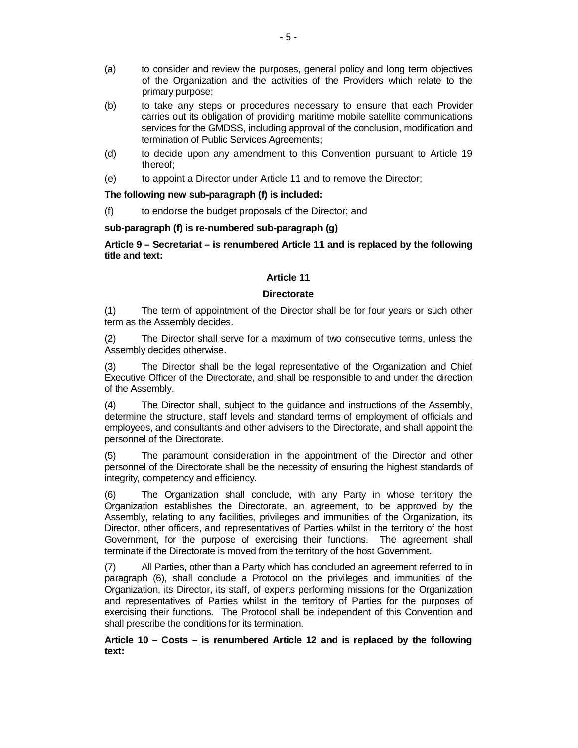(a) to consider and review the purposes, general policy and long term objectives of the Organization and the activities of the Providers which relate to the primary purpose;

(b) to take any steps or procedures necessary to ensure that each Provider carries out its obligation of providing maritime mobile satellite communications services for the GMDSS, including approval of the conclusion, modification and termination of Public Services Agreements;

(d) to decide upon any amendment to this Convention pursuant to Article 19 thereof;

(e) to appoint a Director under Article 11 and to remove the Director;

**The following new sub-paragraph (f) is included:**

(f) to endorse the budget proposals of the Director; and

**sub-paragraph (f) is re-numbered sub-paragraph (g)**

**Article 9 – Secretariat – is renumbered Article 11 and is replaced by the following title and text:**

**Article 11**

**Directorate**

(1) The term of appointment of the Director shall be for four years or such other term as the Assembly decides.

(2) The Director shall serve for a maximum of two consecutive terms, unless the Assembly decides otherwise.

(3) The Director shall be the legal representative of the Organization and Chief Executive Officer of the Directorate, and shall be responsible to and under the direction of the Assembly.

(4) The Director shall, subject to the guidance and instructions of the Assembly, determine the structure, staff levels and standard terms of employment of officials and employees, and consultants and other advisers to the Directorate, and shall appoint the personnel of the Directorate.

(5) The paramount consideration in the appointment of the Director and other personnel of the Directorate shall be the necessity of ensuring the highest standards of integrity, competency and efficiency.

(6) The Organization shall conclude, with any Party in whose territory the Organization establishes the Directorate, an agreement, to be approved by the Assembly, relating to any facilities, privileges and immunities of the Organization, its Director, other officers, and representatives of Parties whilst in the territory of the host Government, for the purpose of exercising their functions. The agreement shall terminate if the Directorate is moved from the territory of the host Government.

(7) All Parties, other than a Party which has concluded an agreement referred to in paragraph (6), shall conclude a Protocol on the privileges and immunities of the Organization, its Director, its staff, of experts performing missions for the Organization and representatives of Parties whilst in the territory of Parties for the purposes of exercising their functions. The Protocol shall be independent of this Convention and shall prescribe the conditions for its termination.

**Article 10 – Costs – is renumbered Article 12 and is replaced by the following text:**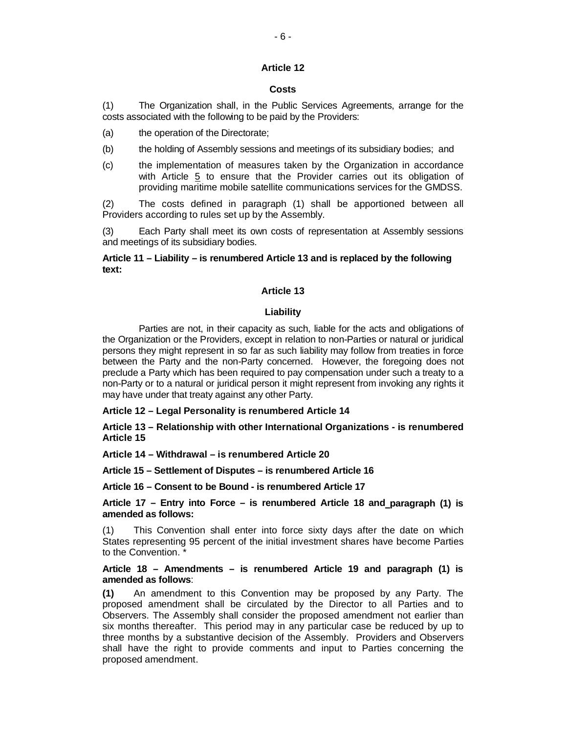### Article 12

#### Costs

(1) The Organization shall, in the Public Services Agreements, arrange for the costs associated with the following to be paid by the Providers:

(a) the operation of the Directorate;

(b) the holding of Assembly sessions and meetings of its subsidiary bodies; and

(c) the implementation of measures taken by the Organization in accordance with Article 5 to ensure that the Provider carries out its obligation of providing maritime mobile satellite communications services for the GMDSS.

(2) The costs defined in paragraph (1) shall be apportioned between all Providers according to rules set up by the Assembly.

(3) Each Party shall meet its own costs of representation at Assembly sessions and meetings of its subsidiary bodies.

**Article 11 – Liability – is renumbered Article 13 and is replaced by the following text:**

### Article 13

#### Liability

Parties are not, in their capacity as such, liable for the acts and obligations of the Organization or the Providers, except in relation to non-Parties or natural or juridical persons they might represent in so far as such liability may follow from treaties in force between the Party and the non-Party concerned. However, the foregoing does not preclude a Party which has been required to pay compensation under such a treaty to a non-Party or to a natural or juridical person it might represent from invoking any rights it may have under that treaty against any other Party.

**Article 12 – Legal Personality is renumbered Article 14**

**Article 13 – Relationship with other International Organizations - is renumbered Article 15**

**Article 14 – Withdrawal – is renumbered Article 20**

**Article 15 – Settlement of Disputes – is renumbered Article 16**

**Article 16 – Consent to be Bound - is renumbered Article 17**

**Article 17 – Entry into Force – is renumbered Article 18 and paragraph (1) is amended as follows:**

(1) This Convention shall enter into force sixty days after the date on which States representing 95 percent of the initial investment shares have become Parties to the Convention. *

**Article 18 – Amendments – is renumbered Article 19 and paragraph (1) is amended as follows**:

**(1)** An amendment to this Convention may be proposed by any Party. The proposed amendment shall be circulated by the Director to all Parties and to Observers. The Assembly shall consider the proposed amendment not earlier than six months thereafter. This period may in any particular case be reduced by up to three months by a substantive decision of the Assembly. Providers and Observers shall have the right to provide comments and input to Parties concerning the proposed amendment.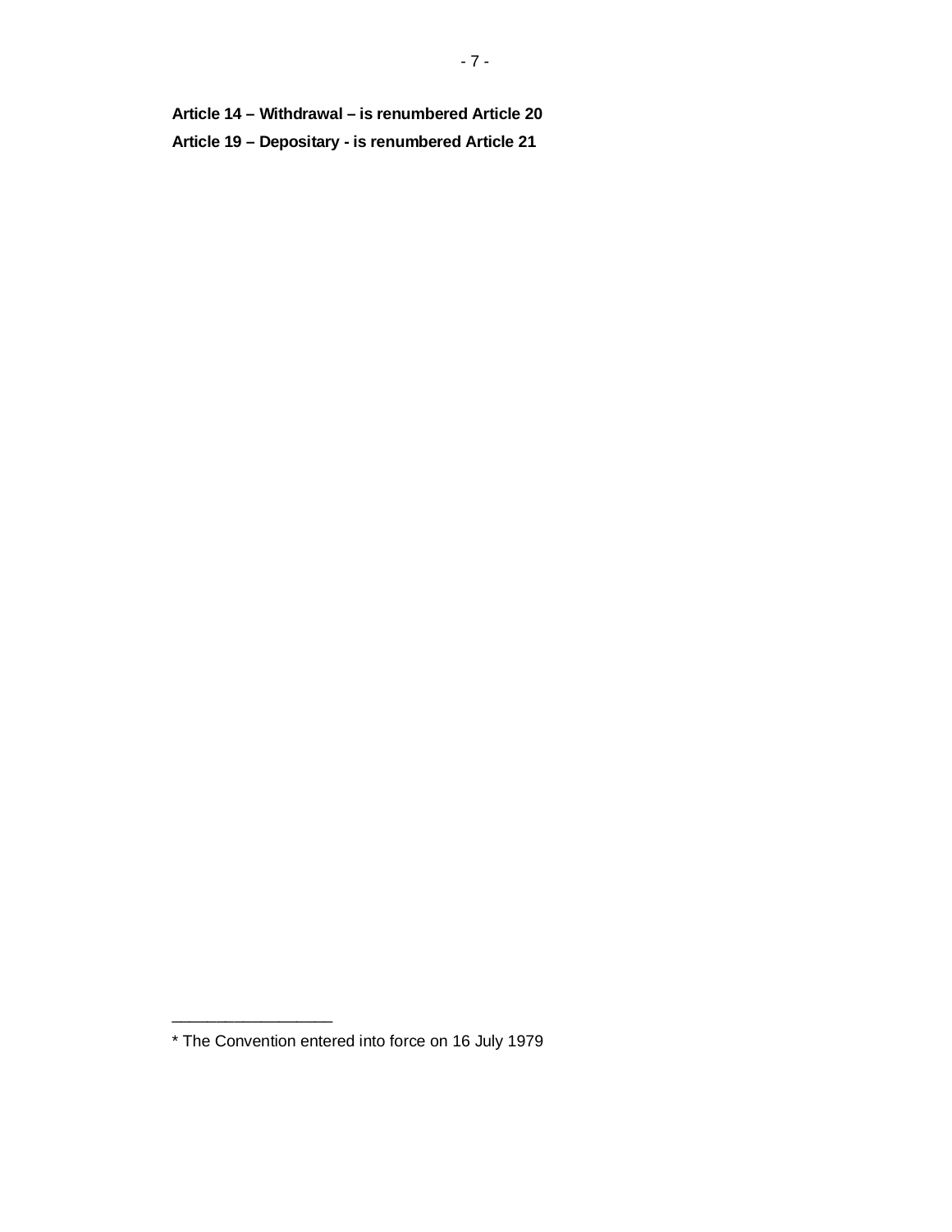**Article 14 – Withdrawal – is renumbered Article 20**

**Article 19 – Depositary - is renumbered Article 21**

---

* The Convention entered into force on 16 July 1979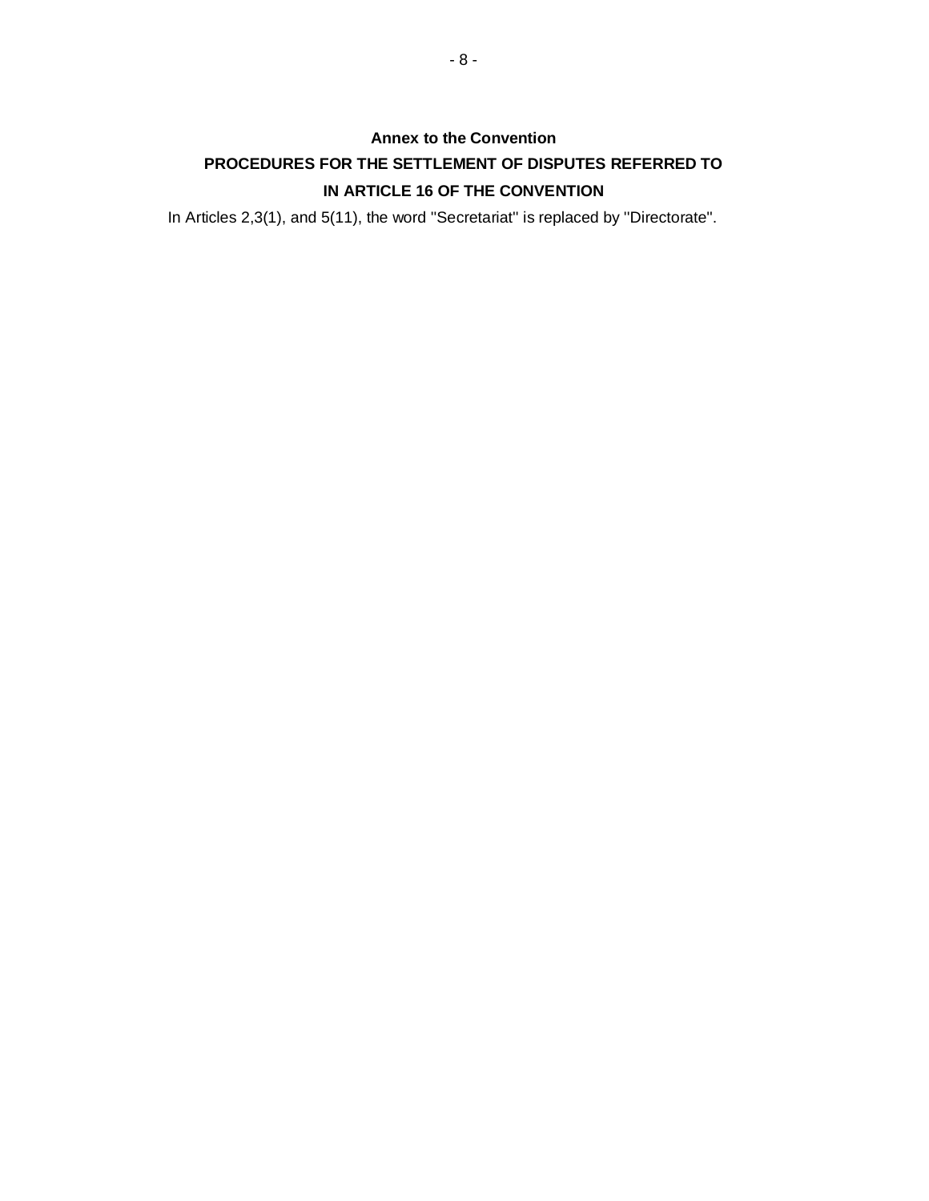## Annex to the Convention

## PROCEDURES FOR THE SETTLEMENT OF DISPUTES REFERRED TO IN ARTICLE 16 OF THE CONVENTION

In Articles 2,3(1), and 5(11), the word "Secretariat" is replaced by "Directorate".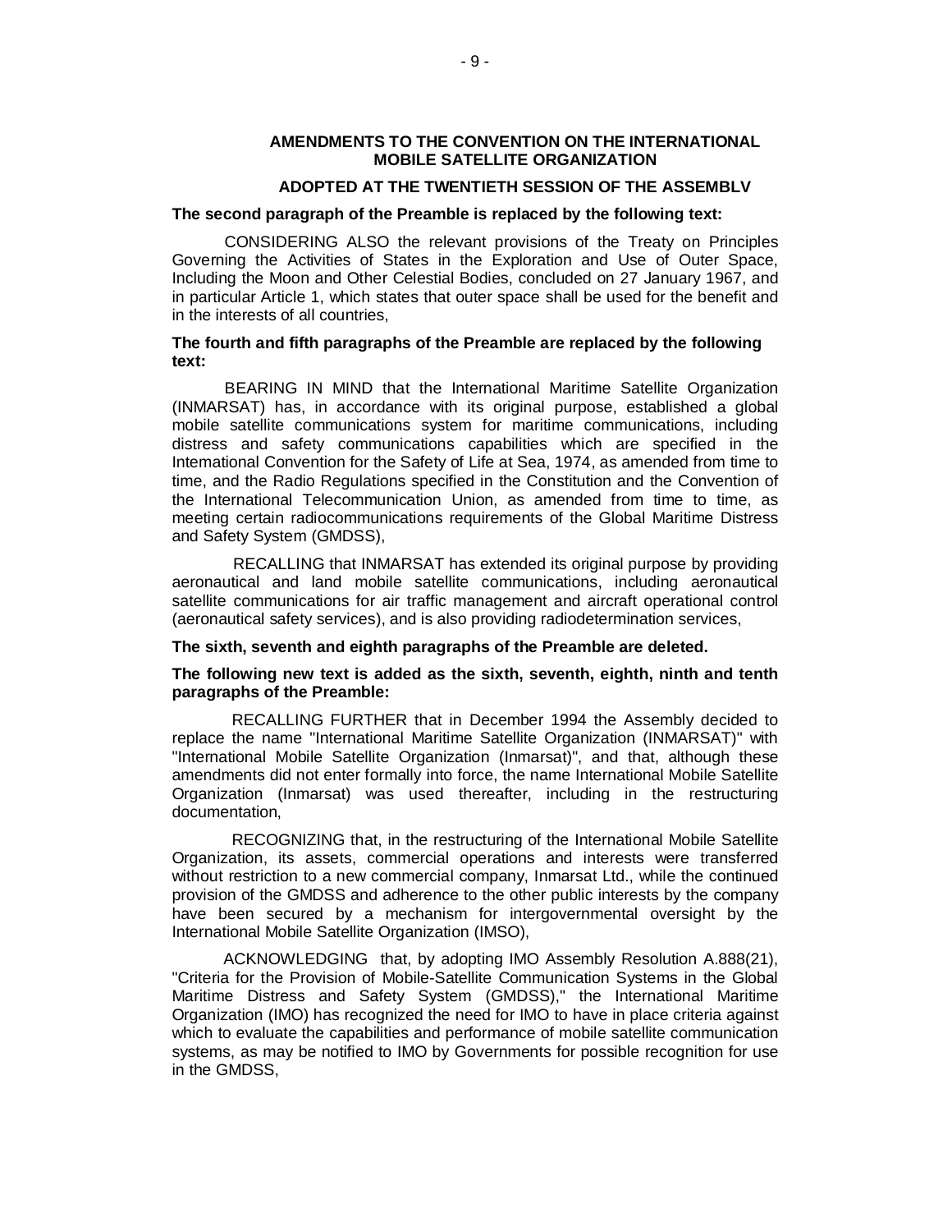**AMENDMENTS TO THE CONVENTION ON THE INTERNATIONAL MOBILE SATELLITE ORGANIZATION**

**ADOPTED AT THE TWENTIETH SESSION OF THE ASSEMBLV**

**The second paragraph of the Preamble is replaced by the following text:**

CONSIDERING ALSO the relevant provisions of the Treaty on Principles Governing the Activities of States in the Exploration and Use of Outer Space, Including the Moon and Other Celestial Bodies, concluded on 27 January 1967, and in particular Article 1, which states that outer space shall be used for the benefit and in the interests of all countries,

**The fourth and fifth paragraphs of the Preamble are replaced by the following text:**

BEARING IN MIND that the International Maritime Satellite Organization (INMARSAT) has, in accordance with its original purpose, established a global mobile satellite communications system for maritime communications, including distress and safety communications capabilities which are specified in the International Convention for the Safety of Life at Sea, 1974, as amended from time to time, and the Radio Regulations specified in the Constitution and the Convention of the International Telecommunication Union, as amended from time to time, as meeting certain radiocommunications requirements of the Global Maritime Distress and Safety System (GMDSS),

RECALLING that INMARSAT has extended its original purpose by providing aeronautical and land mobile satellite communications, including aeronautical satellite communications for air traffic management and aircraft operational control (aeronautical safety services), and is also providing radiodetermination services,

**The sixth, seventh and eighth paragraphs of the Preamble are deleted.**

**The following new text is added as the sixth, seventh, eighth, ninth and tenth paragraphs of the Preamble:**

RECALLING FURTHER that in December 1994 the Assembly decided to replace the name "International Maritime Satellite Organization (INMARSAT)" with "International Mobile Satellite Organization (Inmarsat)", and that, although these amendments did not enter formally into force, the name International Mobile Satellite Organization (Inmarsat) was used thereafter, including in the restructuring documentation,

RECOGNIZING that, in the restructuring of the International Mobile Satellite Organization, its assets, commercial operations and interests were transferred without restriction to a new commercial company, Inmarsat Ltd., while the continued provision of the GMDSS and adherence to the other public interests by the company have been secured by a mechanism for intergovernmental oversight by the International Mobile Satellite Organization (IMSO),

ACKNOWLEDGING that, by adopting IMO Assembly Resolution A.888(21), "Criteria for the Provision of Mobile-Satellite Communication Systems in the Global Maritime Distress and Safety System (GMDSS)," the International Maritime Organization (IMO) has recognized the need for IMO to have in place criteria against which to evaluate the capabilities and performance of mobile satellite communication systems, as may be notified to IMO by Governments for possible recognition for use in the GMDSS,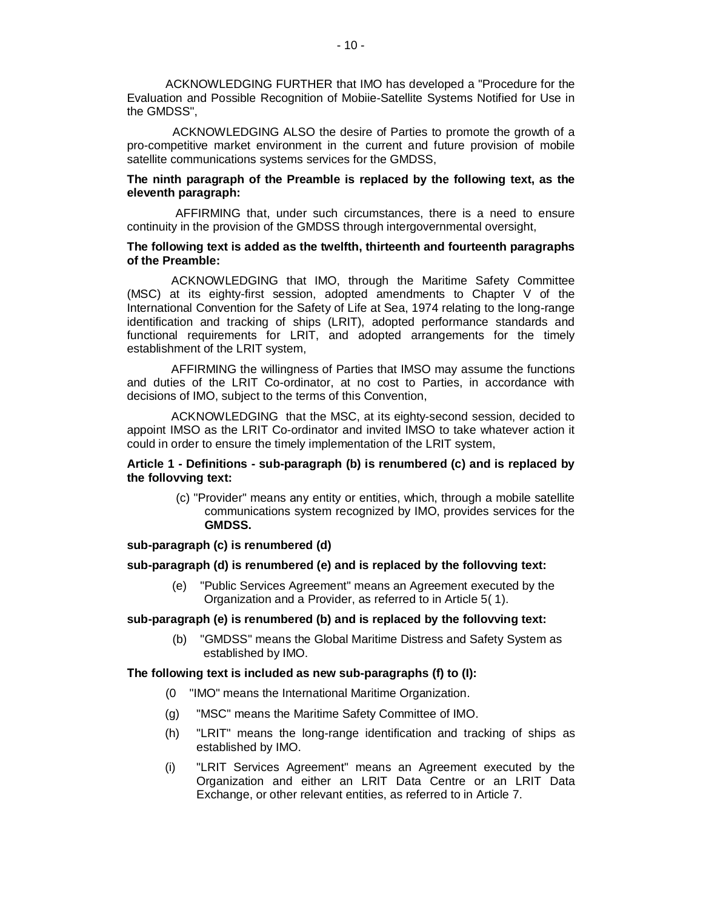ACKNOWLEDGING FURTHER that IMO has developed a "Procedure for the Evaluation and Possible Recognition of Mobiie-Satellite Systems Notified for Use in the GMDSS",

ACKNOWLEDGING ALSO the desire of Parties to promote the growth of a pro-competitive market environment in the current and future provision of mobile satellite communications systems services for the GMDSS,

**The ninth paragraph of the Preamble is replaced by the following text, as the eleventh paragraph:**

AFFIRMING that, under such circumstances, there is a need to ensure continuity in the provision of the GMDSS through intergovernmental oversight,

**The following text is added as the twelfth, thirteenth and fourteenth paragraphs of the Preamble:**

ACKNOWLEDGING that IMO, through the Maritime Safety Committee (MSC) at its eighty-first session, adopted amendments to Chapter V of the International Convention for the Safety of Life at Sea, 1974 relating to the long-range identification and tracking of ships (LRIT), adopted performance standards and functional requirements for LRIT, and adopted arrangements for the timely establishment of the LRIT system,

AFFIRMING the willingness of Parties that IMSO may assume the functions and duties of the LRIT Co-ordinator, at no cost to Parties, in accordance with decisions of IMO, subject to the terms of this Convention,

ACKNOWLEDGING that the MSC, at its eighty-second session, decided to appoint IMSO as the LRIT Co-ordinator and invited IMSO to take whatever action it could in order to ensure the timely implementation of the LRIT system,

**Article 1 - Definitions - sub-paragraph (b) is renumbered (c) and is replaced by the followving text:**

(c) "Provider" means any entity or entities, which, through a mobile satellite communications system recognized by IMO, provides services for the **GMDSS.**

**sub-paragraph (c) is renumbered (d)**

**sub-paragraph (d) is renumbered (e) and is replaced by the followving text:**

(e) "Public Services Agreement" means an Agreement executed by the Organization and a Provider, as referred to in Article 5( 1).

**sub-paragraph (e) is renumbered (b) and is replaced by the followving text:**

(b) "GMDSS" means the Global Maritime Distress and Safety System as established by IMO.

**The following text is included as new sub-paragraphs (f) to (I):**

(0 "IMO" means the International Maritime Organization.

(g) "MSC" means the Maritime Safety Committee of IMO.

(h) "LRIT" means the long-range identification and tracking of ships as established by IMO.

(i) "LRIT Services Agreement" means an Agreement executed by the Organization and either an LRIT Data Centre or an LRIT Data Exchange, or other relevant entities, as referred to in Article 7.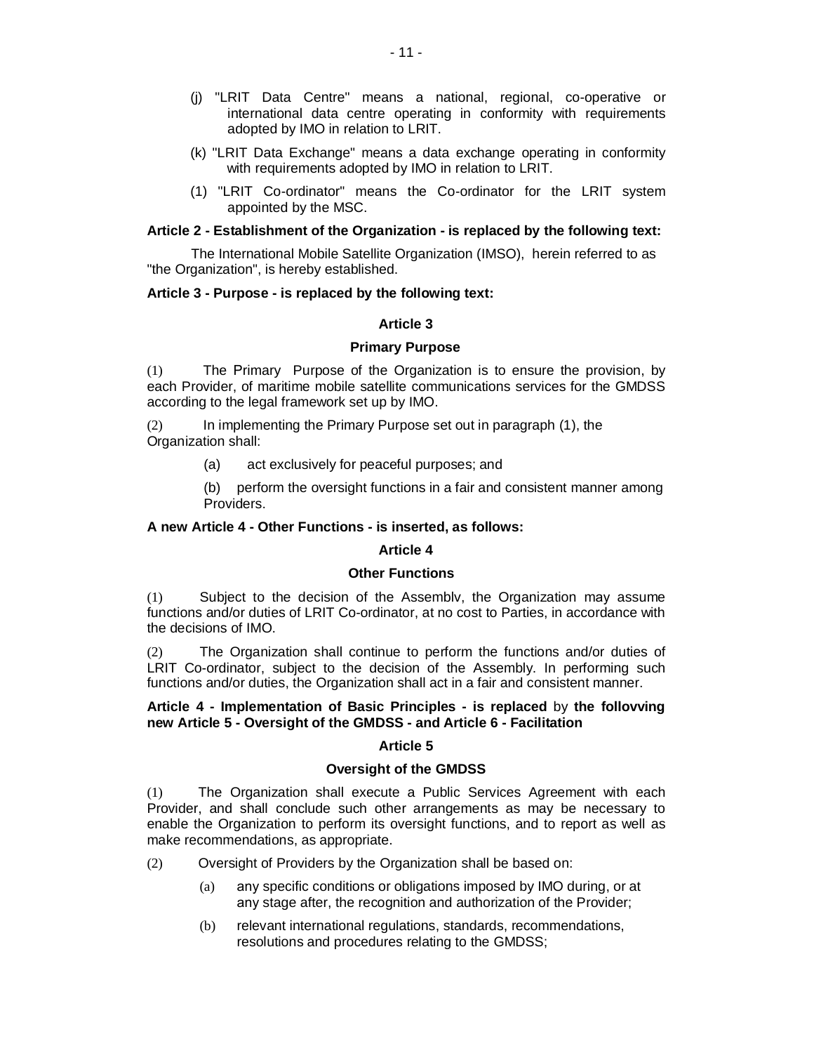(j) "LRIT Data Centre" means a national, regional, co-operative or international data centre operating in conformity with requirements adopted by IMO in relation to LRIT.

(k) "LRIT Data Exchange" means a data exchange operating in conformity with requirements adopted by IMO in relation to LRIT.

(1) "LRIT Co-ordinator" means the Co-ordinator for the LRIT system appointed by the MSC.

**Article 2 - Establishment of the Organization - is replaced by the following text:**

The International Mobile Satellite Organization (IMSO), herein referred to as "the Organization", is hereby established.

**Article 3 - Purpose - is replaced by the following text:**

**Article 3**

**Primary Purpose**

(1) The Primary Purpose of the Organization is to ensure the provision, by each Provider, of maritime mobile satellite communications services for the GMDSS according to the legal framework set up by IMO.

(2) In implementing the Primary Purpose set out in paragraph (1), the Organization shall:

(a) act exclusively for peaceful purposes; and

(b) perform the oversight functions in a fair and consistent manner among Providers.

**A new Article 4 - Other Functions - is inserted, as follows:**

**Article 4**

**Other Functions**

(1) Subject to the decision of the Assemblv, the Organization may assume functions and/or duties of LRIT Co-ordinator, at no cost to Parties, in accordance with the decisions of IMO.

(2) The Organization shall continue to perform the functions and/or duties of LRIT Co-ordinator, subject to the decision of the Assembly. In performing such functions and/or duties, the Organization shall act in a fair and consistent manner.

**Article 4 - Implementation of Basic Principles - is replaced** by **the follovving new Article 5 - Oversight of the GMDSS - and Article 6 - Facilitation**

**Article 5**

**Oversight of the GMDSS**

(1) The Organization shall execute a Public Services Agreement with each Provider, and shall conclude such other arrangements as may be necessary to enable the Organization to perform its oversight functions, and to report as well as make recommendations, as appropriate.

(2) Oversight of Providers by the Organization shall be based on:

(a) any specific conditions or obligations imposed by IMO during, or at any stage after, the recognition and authorization of the Provider;

(b) relevant international regulations, standards, recommendations, resolutions and procedures relating to the GMDSS;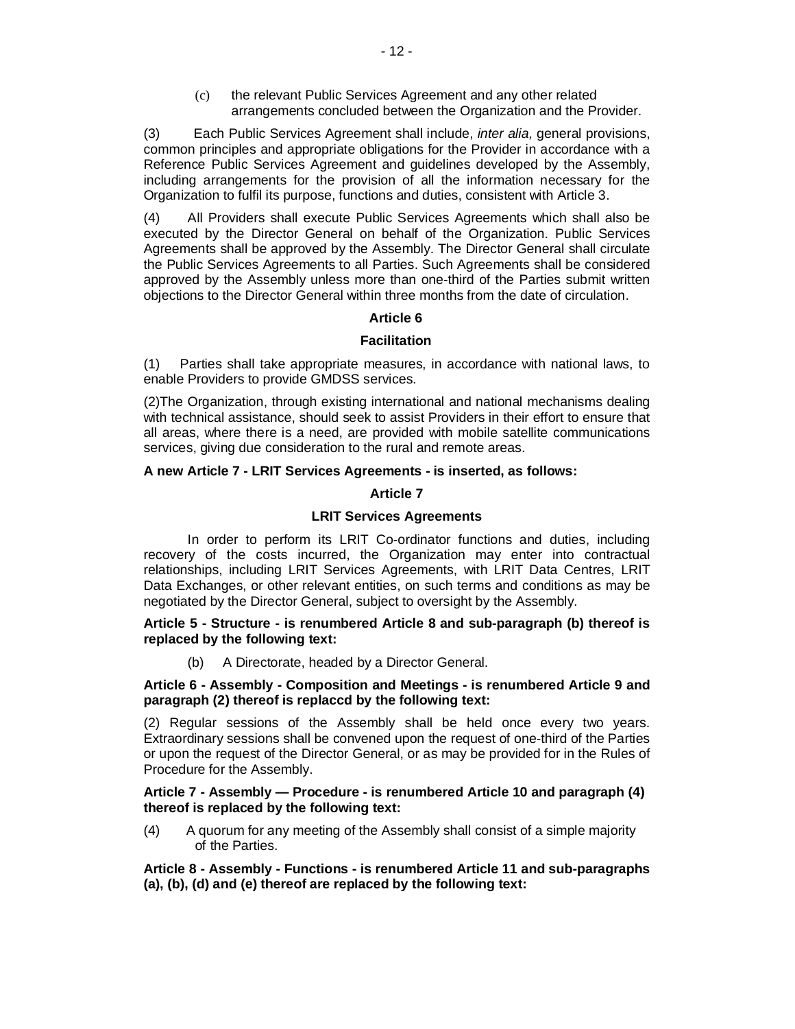(c) the relevant Public Services Agreement and any other related arrangements concluded between the Organization and the Provider.

(3) Each Public Services Agreement shall include, *inter alia,* general provisions, common principles and appropriate obligations for the Provider in accordance with a Reference Public Services Agreement and guidelines developed by the Assembly, including arrangements for the provision of all the information necessary for the Organization to fulfil its purpose, functions and duties, consistent with Article 3.

(4) All Providers shall execute Public Services Agreements which shall also be executed by the Director General on behalf of the Organization. Public Services Agreements shall be approved by the Assembly. The Director General shall circulate the Public Services Agreements to all Parties. Such Agreements shall be considered approved by the Assembly unless more than one-third of the Parties submit written objections to the Director General within three months from the date of circulation.

**Article 6**

**Facilitation**

(1) Parties shall take appropriate measures, in accordance with national laws, to enable Providers to provide GMDSS services.

(2)The Organization, through existing international and national mechanisms dealing with technical assistance, should seek to assist Providers in their effort to ensure that all areas, where there is a need, are provided with mobile satellite communications services, giving due consideration to the rural and remote areas.

**A new Article 7 - LRIT Services Agreements - is inserted, as follows:**

**Article 7**

**LRIT Services Agreements**

In order to perform its LRIT Co-ordinator functions and duties, including recovery of the costs incurred, the Organization may enter into contractual relationships, including LRIT Services Agreements, with LRIT Data Centres, LRIT Data Exchanges, or other relevant entities, on such terms and conditions as may be negotiated by the Director General, subject to oversight by the Assembly.

**Article 5 - Structure - is renumbered Article 8 and sub-paragraph (b) thereof is replaced by the following text:**

(b) A Directorate, headed by a Director General.

**Article 6 - Assembly - Composition and Meetings - is renumbered Article 9 and paragraph (2) thereof is replaccd by the following text:**

(2) Regular sessions of the Assembly shall be held once every two years. Extraordinary sessions shall be convened upon the request of one-third of the Parties or upon the request of the Director General, or as may be provided for in the Rules of Procedure for the Assembly.

**Article 7 - Assembly — Procedure - is renumbered Article 10 and paragraph (4) thereof is replaced by the following text:**

(4) A quorum for any meeting of the Assembly shall consist of a simple majority of the Parties.

**Article 8 - Assembly - Functions - is renumbered Article 11 and sub-paragraphs (a), (b), (d) and (e) thereof are replaced by the following text:**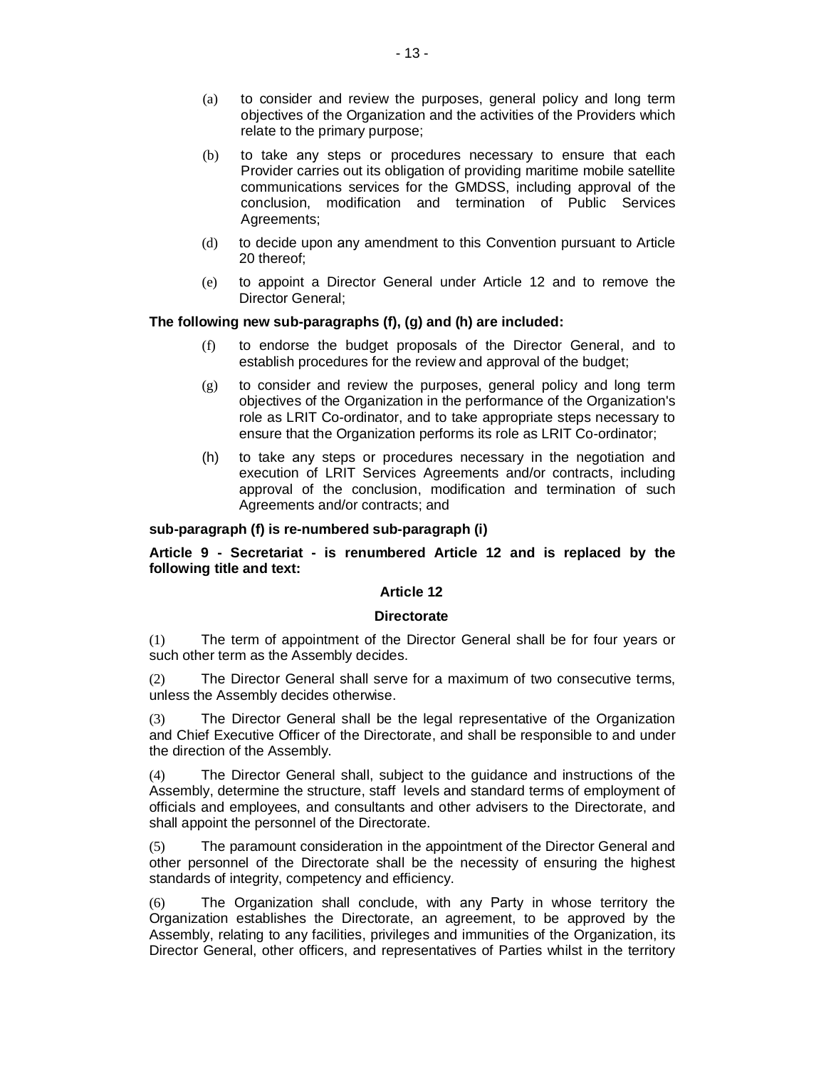(a) to consider and review the purposes, general policy and long term objectives of the Organization and the activities of the Providers which relate to the primary purpose;

(b) to take any steps or procedures necessary to ensure that each Provider carries out its obligation of providing maritime mobile satellite communications services for the GMDSS, including approval of the conclusion, modification and termination of Public Services Agreements;

(d) to decide upon any amendment to this Convention pursuant to Article 20 thereof;

(e) to appoint a Director General under Article 12 and to remove the Director General;

**The following new sub-paragraphs (f), (g) and (h) are included:**

(f) to endorse the budget proposals of the Director General, and to establish procedures for the review and approval of the budget;

(g) to consider and review the purposes, general policy and long term objectives of the Organization in the performance of the Organization's role as LRIT Co-ordinator, and to take appropriate steps necessary to ensure that the Organization performs its role as LRIT Co-ordinator;

(h) to take any steps or procedures necessary in the negotiation and execution of LRIT Services Agreements and/or contracts, including approval of the conclusion, modification and termination of such Agreements and/or contracts; and

**sub-paragraph (f) is re-numbered sub-paragraph (i)**

**Article 9 - Secretariat - is renumbered Article 12 and is replaced by the following title and text:**

**Article 12**

**Directorate**

(1) The term of appointment of the Director General shall be for four years or such other term as the Assembly decides.

(2) The Director General shall serve for a maximum of two consecutive terms, unless the Assembly decides otherwise.

(3) The Director General shall be the legal representative of the Organization and Chief Executive Officer of the Directorate, and shall be responsible to and under the direction of the Assembly.

(4) The Director General shall, subject to the guidance and instructions of the Assembly, determine the structure, staff levels and standard terms of employment of officials and employees, and consultants and other advisers to the Directorate, and shall appoint the personnel of the Directorate.

(5) The paramount consideration in the appointment of the Director General and other personnel of the Directorate shall be the necessity of ensuring the highest standards of integrity, competency and efficiency.

(6) The Organization shall conclude, with any Party in whose territory the Organization establishes the Directorate, an agreement, to be approved by the Assembly, relating to any facilities, privileges and immunities of the Organization, its Director General, other officers, and representatives of Parties whilst in the territory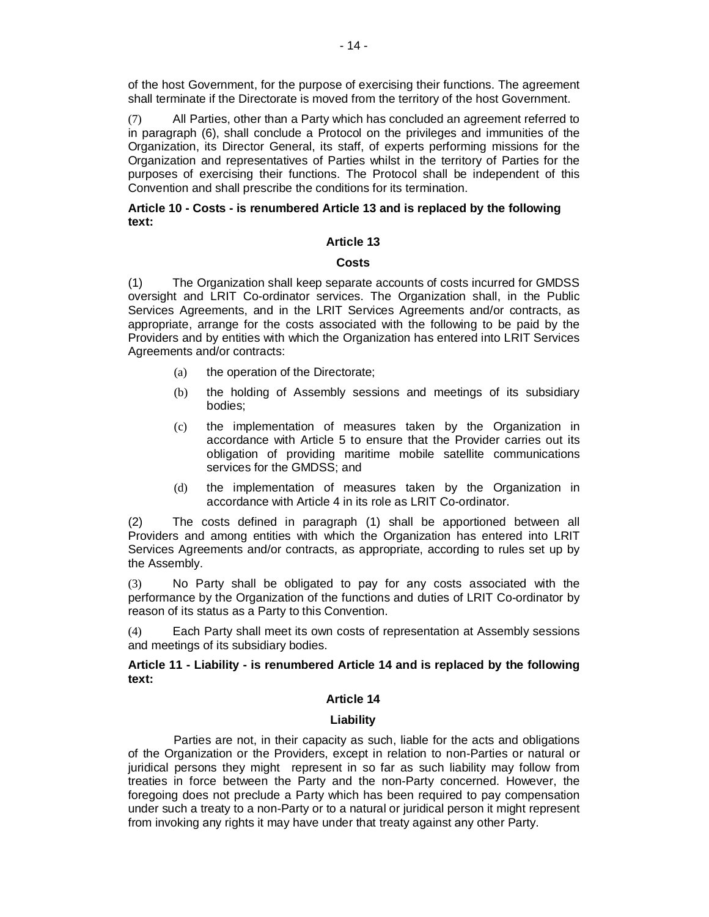of the host Government, for the purpose of exercising their functions. The agreement shall terminate if the Directorate is moved from the territory of the host Government.

(7) All Parties, other than a Party which has concluded an agreement referred to in paragraph (6), shall conclude a Protocol on the privileges and immunities of the Organization, its Director General, its staff, of experts performing missions for the Organization and representatives of Parties whilst in the territory of Parties for the purposes of exercising their functions. The Protocol shall be independent of this Convention and shall prescribe the conditions for its termination.

**Article 10 - Costs - is renumbered Article 13 and is replaced by the following text:**

**Article 13**

**Costs**

(1) The Organization shall keep separate accounts of costs incurred for GMDSS oversight and LRIT Co-ordinator services. The Organization shall, in the Public Services Agreements, and in the LRIT Services Agreements and/or contracts, as appropriate, arrange for the costs associated with the following to be paid by the Providers and by entities with which the Organization has entered into LRIT Services Agreements and/or contracts:

(a) the operation of the Directorate;

(b) the holding of Assembly sessions and meetings of its subsidiary bodies;

(c) the implementation of measures taken by the Organization in accordance with Article 5 to ensure that the Provider carries out its obligation of providing maritime mobile satellite communications services for the GMDSS; and

(d) the implementation of measures taken by the Organization in accordance with Article 4 in its role as LRIT Co-ordinator.

(2) The costs defined in paragraph (1) shall be apportioned between all Providers and among entities with which the Organization has entered into LRIT Services Agreements and/or contracts, as appropriate, according to rules set up by the Assembly.

(3) No Party shall be obligated to pay for any costs associated with the performance by the Organization of the functions and duties of LRIT Co-ordinator by reason of its status as a Party to this Convention.

(4) Each Party shall meet its own costs of representation at Assembly sessions and meetings of its subsidiary bodies.

**Article 11 - Liability - is renumbered Article 14 and is replaced by the following text:**

**Article 14**

**Liability**

Parties are not, in their capacity as such, liable for the acts and obligations of the Organization or the Providers, except in relation to non-Parties or natural or juridical persons they might represent in so far as such liability may follow from treaties in force between the Party and the non-Party concerned. However, the foregoing does not preclude a Party which has been required to pay compensation under such a treaty to a non-Party or to a natural or juridical person it might represent from invoking any rights it may have under that treaty against any other Party.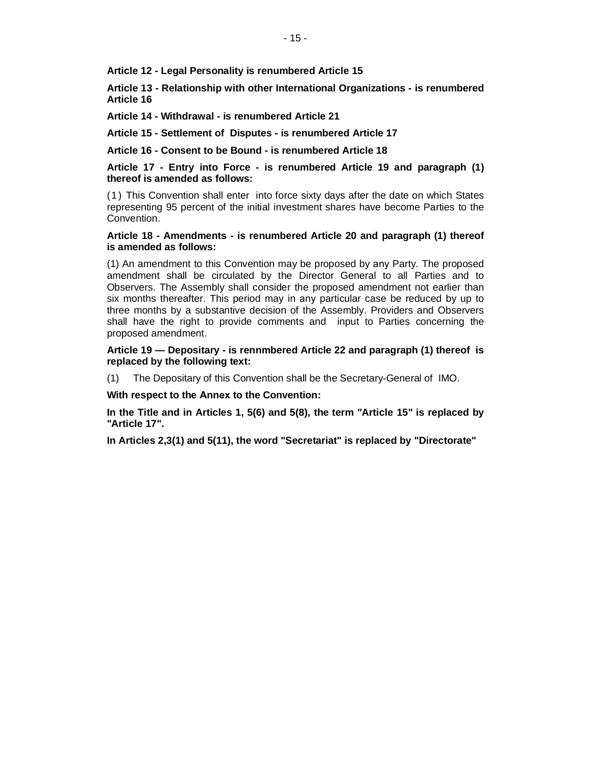**Article 12 - Legal Personality is renumbered Article 15**

**Article 13 - Relationship with other International Organizations - is renumbered Article 16**

**Article 14 - Withdrawal - is renumbered Article 21**

**Article 15 - Settlement of Disputes - is renumbered Article 17**

**Article 16 - Consent to be Bound - is renumbered Article 18**

**Article 17 - Entry into Force - is renumbered Article 19 and paragraph (1) thereof is amended as follows:**

(1) This Convention shall enter into force sixty days after the date on which States representing 95 percent of the initial investment shares have become Parties to the Convention.

**Article 18 - Amendments - is renumbered Article 20 and paragraph (1) thereof is amended as follows:**

(1) An amendment to this Convention may be proposed by any Party. The proposed amendment shall be circulated by the Director General to all Parties and to Observers. The Assembly shall consider the proposed amendment not earlier than six months thereafter. This period may in any particular case be reduced by up to three months by a substantive decision of the Assembly. Providers and Observers shall have the right to provide comments and input to Parties concerning the proposed amendment.

**Article 19 — Depositary - is rennmbered Article 22 and paragraph (1) thereof is replaced by the following text:**

(1) The Depositary of this Convention shall be the Secretary-General of IMO.

**With respect to the Annex to the Convention:**

**In the Title and in Articles 1, 5(6) and 5(8), the term "Article 15" is replaced by "Article 17".**

**In Articles 2,3(1) and 5(11), the word "Secretariat" is replaced by "Directorate"**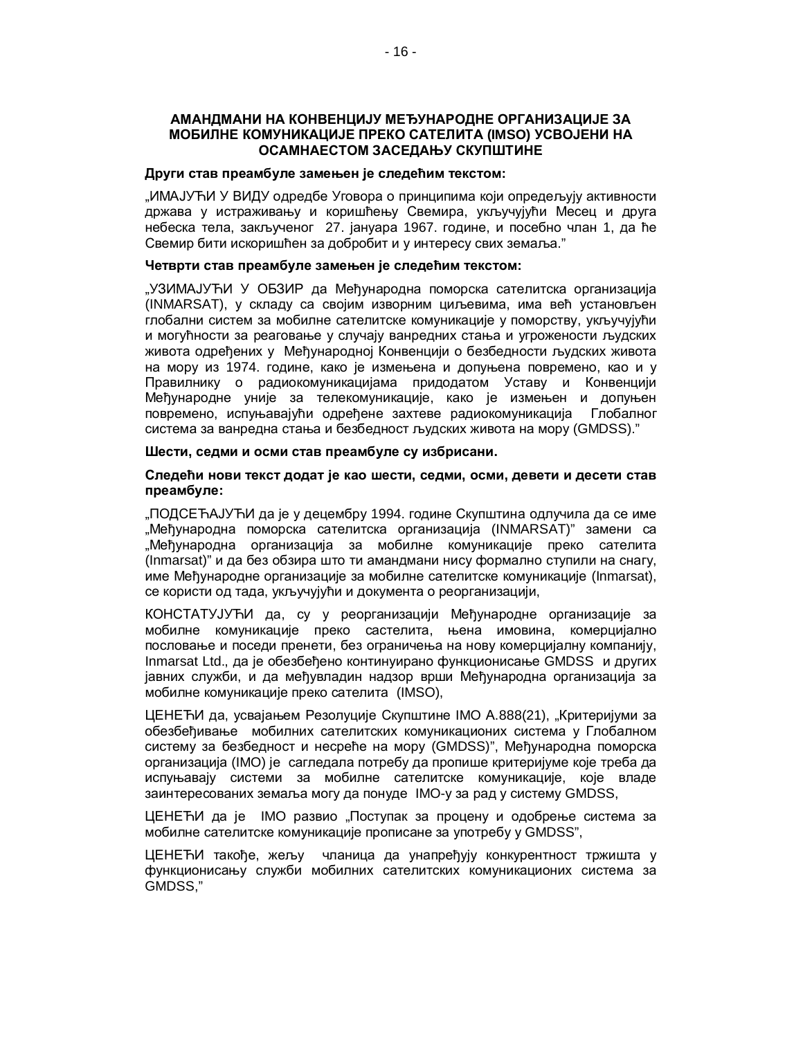## АМАНДМАНИ НА КОНВЕНЦИЈУ МЕЂУНАРОДНЕ ОРГАНИЗАЦИЈЕ ЗА МОБИЛНЕ КОМУНИКАЦИЈЕ ПРЕКО САТЕЛИТА (IMSO) УСВОЈЕНИ НА ОСАМНАЕСТОМ ЗАСЕДАЊУ СКУПШТИНЕ

**Други став преамбуле замењен је следећим текстом:**

„ИМАЈУЋИ У ВИДУ одредбе Уговора о принципима који опредељују активности држава у истраживању и коришћењу Свемира, укључујући Месец и друга небеска тела, закљученог 27. јануара 1967. године, и посебно члан 1, да ће Свемир бити искоришћен за добробит и у интересу свих земаља."

**Четврти став преамбуле замењен је следећим текстом:**

„УЗИМАЈУЋИ У ОБЗИР да Међународна поморска сателитска организација (INMARSAT), у складу са својим изворним циљевима, има већ установљен глобални систем за мобилне сателитске комуникације у поморству, укључујући и могућности за реаговање у случају ванредних стања и угрожености људских живота одређених у Међународној Конвенцији о безбедности људских живота на мору из 1974. године, како је измењена и допуњена повремено, као и у Правилнику о радиокомуникацијама придодатом Уставу и Конвенцији Међународне уније за телекомуникације, како је измењен и допуњен повремено, испуњавајући одређене захтеве радиокомуникација Глобалног система за ванредна стања и безбедност људских живота на мору (GMDSS)."

**Шести, седми и осми став преамбуле су избрисани.**

**Следећи нови текст додат је као шести, седми, осми, девети и десети став преамбуле:**

„ПОДСЕЋАЈУЋИ да је у децембру 1994. године Скупштина одлучила да се име „Међународна поморска сателитска организација (INMARSAT)" замени са „Међународна организација за мобилне комуникације преко сателита (Inmarsat)" и да без обзира што ти амандмани нису формално ступили на снагу, име Међународне организације за мобилне сателитске комуникације (Inmarsat), се користи од тада, укључујући и документа о реорганизацији,

КОНСТАТУЈУЋИ да, су у реорганизацији Међународне организације за мобилне комуникације преко састелита, њена имовина, комерцијално пословање и поседи пренети, без ограничења на нову комерцијалну компанију, Inmarsat Ltd., да је обезбеђено континуирано функционисање GMDSS и других јавних служби, и да међувладин надзор врши Међународна организација за мобилне комуникације преко сателита (IMSO),

ЦЕНЕЋИ да, усвајањем Резолуције Скупштине IMO А.888(21), „Критеријуми за обезбеђивање мобилних сателитских комуникационих система у Глобалном систему за безбедност и несреће на мору (GMDSS)", Међународна поморска организација (IMO) је сагледала потребу да пропише критеријуме које треба да испуњавају системи за мобилне сателитске комуникације, које владе заинтересованих земаља могу да понуде IMO-у за рад у систему GMDSS,

ЦЕНЕЋИ да је IMO развио „Поступак за процену и одобрење система за мобилне сателитске комуникације прописане за употребу у GMDSS",

ЦЕНЕЋИ такође, жељу чланица да унапређују конкурентност тржишта у функционисању служби мобилних сателитских комуникационих система за GMDSS,"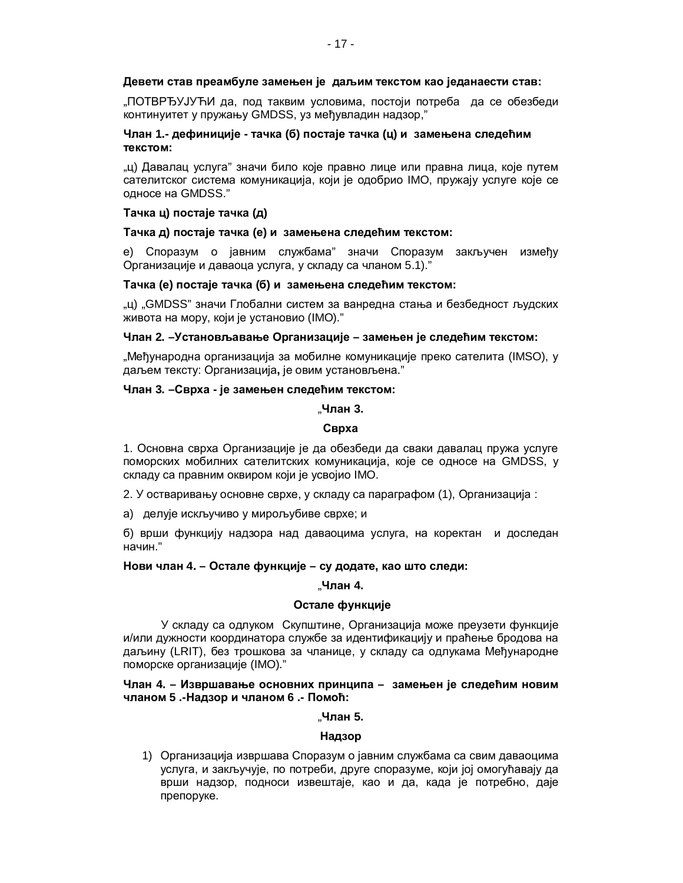**Девети став преамбуле замењен је даљим текстом као једанаести став:**

„ПОТВРЂУЈУЋИ да, под таквим условима, постоји потреба да се обезбеди континуитет у пружању GMDSS, уз међувладин надзор,"

**Члан 1.- дефиниције - тачка (б) постаје тачка (ц) и замењена следећим текстом:**

„ц) Давалац услуга" значи било које правно лице или правна лица, које путем сателитског система комуникација, који је одобрио IMO, пружају услуге које се односе на GMDSS."

**Тачка ц) постаје тачка (д)**

**Тачка д) постаје тачка (е) и замењена следећим текстом:**

е) Споразум о јавним службама" значи Споразум закључен између Организације и даваоца услуга, у складу са чланом 5.1)."

**Тачка (е) постаје тачка (б) и замењена следећим текстом:**

„ц) „GMDSS" значи Глобални систем за ванредна стања и безбедност људских живота на мору, који је установио (IMO)."

**Члан 2. –Установљавање Организације – замењен је следећим текстом:**

„Међународна организација за мобилне комуникације преко сателита (IMSO), у даљем тексту: Организација**,** је овим установљена."

**Члан 3. –Сврха - је замењен следећим текстом:**

**„Члан 3.**

**Сврха**

1. Основна сврха Организације је да обезбеди да сваки давалац пружа услуге поморских мобилних сателитских комуникација, које се односе на GMDSS, у складу са правним оквиром који је усвојио IMO.

2. У остваривању основне сврхе, у складу са параграфом (1), Организација :

а) делује искључиво у мирољубиве сврхе; и

б) врши функцију надзора над даваоцима услуга, на коректан и доследан начин."

**Нови члан 4. – Остале функције – су додате, као што следи:**

**„Члан 4.**

**Остале функције**

У складу са одлуком Скупштине, Организација може преузети функције и/или дужности координатора службе за идентификацију и праћење бродова на даљину (LRIT), без трошкова за чланице, у складу са одлукама Међународне поморске организације (IMO)."

**Члан 4. – Извршавање основних принципа – замењен је следећим новим чланом 5 .-Надзор и чланом 6 .- Помоћ:**

**„Члан 5.**

**Надзор**

1) Организација извршава Споразум о јавним службама са свим даваоцима услуга, и закључује, по потреби, друге споразуме, који јој омогућавају да врши надзор, подноси извештаје, као и да, када је потребно, даје препоруке.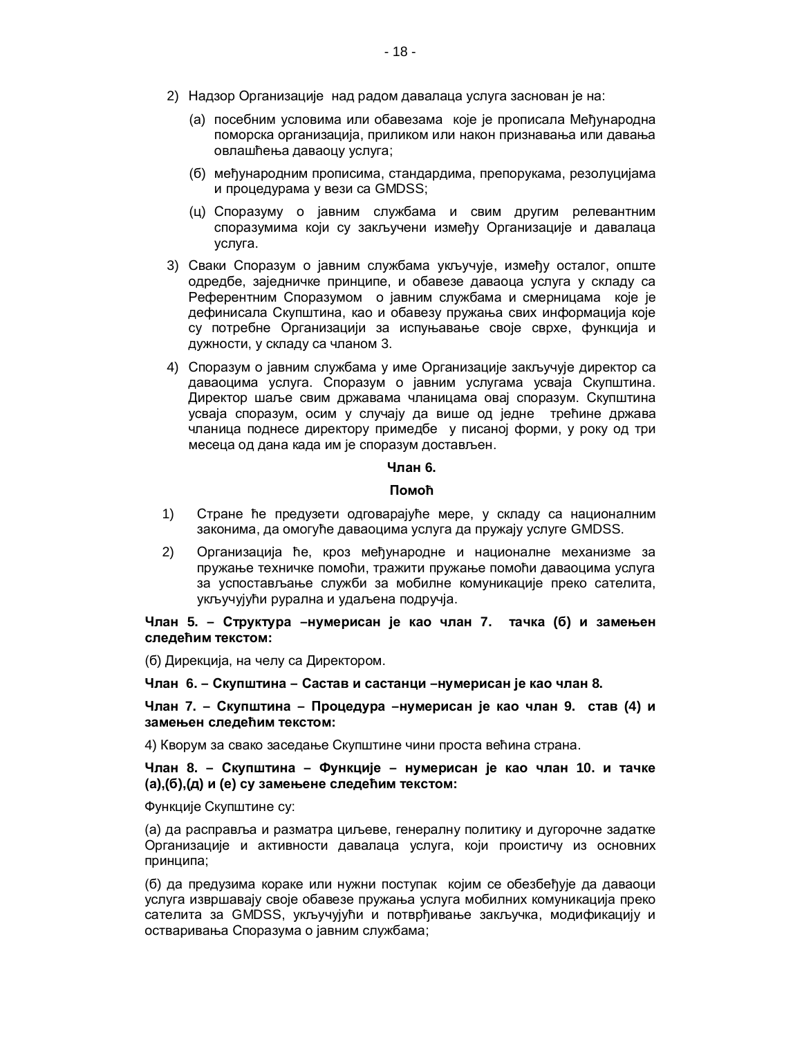2) Надзор Организације над радом давалаца услуга заснован је на:

   (а) посебним условима или обавезама које је прописала Међународна поморска организација, приликом или након признавања или давања овлашћења даваоцу услуга;

   (б) међународним прописима, стандардима, препорукама, резолуцијама и процедурама у вези са GMDSS;

   (ц) Споразуму о јавним службама и свим другим релевантним споразумима који су закључени између Организације и давалаца услуга.

3) Сваки Споразум о јавним службама укључује, између осталог, опште одредбе, заједничке принципе, и обавезе даваоца услуга у складу са Референтним Споразумом о јавним службама и смерницама које је дефинисала Скупштина, као и обавезу пружања свих информација које су потребне Организацији за испуњавање своје сврхе, функција и дужности, у складу са чланом 3.

4) Споразум о јавним службама у име Организације закључује директор са даваоцима услуга. Споразум о јавним услугама усваја Скупштина. Директор шаље свим државама чланицама овај споразум. Скупштина усваја споразум, осим у случају да више од једне трећине држава чланица поднесе директору примедбе у писаној форми, у року од три месеца од дана када им је споразум достављен.

**Члан 6.**

**Помоћ**

1) Стране ће предузети одговарајуће мере, у складу са националним законима, да омогуће даваоцима услуга да пружају услуге GMDSS.

2) Организација ће, кроз међународне и националне механизме за пружање техничке помоћи, тражити пружање помоћи даваоцима услуга за успостављање служби за мобилне комуникације преко сателита, укључујући рурална и удаљена подручја.

**Члан 5. – Структура –нумерисан је као члан 7. тачка (б) и замењен следећим текстом:**

(б) Дирекција, на челу са Директором.

**Члан 6. – Скупштина – Састав и састанци –нумерисан је као члан 8.**

**Члан 7. – Скупштина – Процедура –нумерисан је као члан 9. став (4) и замењен следећим текстом:**

4) Кворум за свако заседање Скупштине чини проста већина страна.

**Члан 8. – Скупштина – Функције – нумерисан је као члан 10. и тачке (а),(б),(д) и (е) су замењене следећим текстом:**

Функције Скупштине су:

(а) да расправља и разматра циљеве, генералну политику и дугорочне задатке Организације и активности давалаца услуга, који проистичу из основних принципа;

(б) да предузима кораке или нужни поступак којим се обезбеђује да даваоци услуга извршавају своје обавезе пружања услуга мобилних комуникација преко сателита за GMDSS, укључујући и потврђивање закључка, модификацију и остваривања Споразума о јавним службама;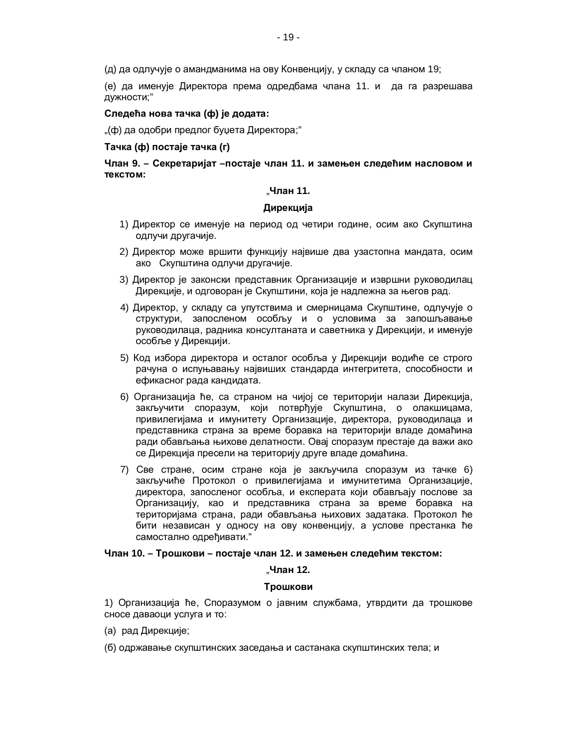(д) да одлучује о амандманима на ову Конвенцију, у складу са чланом 19;

(е) да именује Директора према одредбама члана 11. и да га разрешава дужности;"

**Следећа нова тачка (ф) је додата:**

„(ф) да одобри предлог буџета Директора;"

**Тачка (ф) постаје тачка (г)**

**Члан 9. – Секретаријат –постаје члан 11. и замењен следећим насловом и текстом:**

**„Члан 11.**

**Дирекција**

1) Директор се именује на период од четири године, осим ако Скупштина одлучи другачије.
2) Директор може вршити функцију највише два узастопна мандата, осим ако Скупштина одлучи другачије.
3) Директор је законски представник Организације и извршни руководилац Дирекције, и одговоран је Скупштини, која је надлежна за његов рад.
4) Директор, у складу са упутствима и смерницама Скупштине, одлучује о структури, запосленом особљу и о условима за запошљавање руководилаца, радника консултаната и саветника у Дирекцији, и именује особље у Дирекцији.
5) Код избора директора и осталог особља у Дирекцији водиће се строго рачуна о испуњавању највиших стандарда интегритета, способности и ефикасног рада кандидата.
6) Организација ће, са страном на чијој се територији налази Дирекција, закључити споразум, који потврђује Скупштина, о олакшицама, привилегијама и имунитету Организације, директора, руководилаца и представника страна за време боравка на територији владе домаћина ради обављања њихове делатности. Овај споразум престаје да важи ако се Дирекција пресели на територију друге владе домаћина.
7) Све стране, осим стране која је закључила споразум из тачке 6) закључиће Протокол о привилегијама и имунитетима Организације, директора, запосленог особља, и експерата који обављају послове за Организацију, као и представника страна за време боравка на територијама страна, ради обављања њихових задатака. Протокол ће бити независан у односу на ову конвенцију, а услове престанка ће самостално одређивати."

**Члан 10. – Трошкови – постаје члан 12. и замењен следећим текстом:**

**„Члан 12.**

**Трошкови**

1) Организација ће, Споразумом о јавним службама, утврдити да трошкове сносе даваоци услуга и то:

(а) рад Дирекције;

(б) одржавање скупштинских заседања и састанака скупштинских тела; и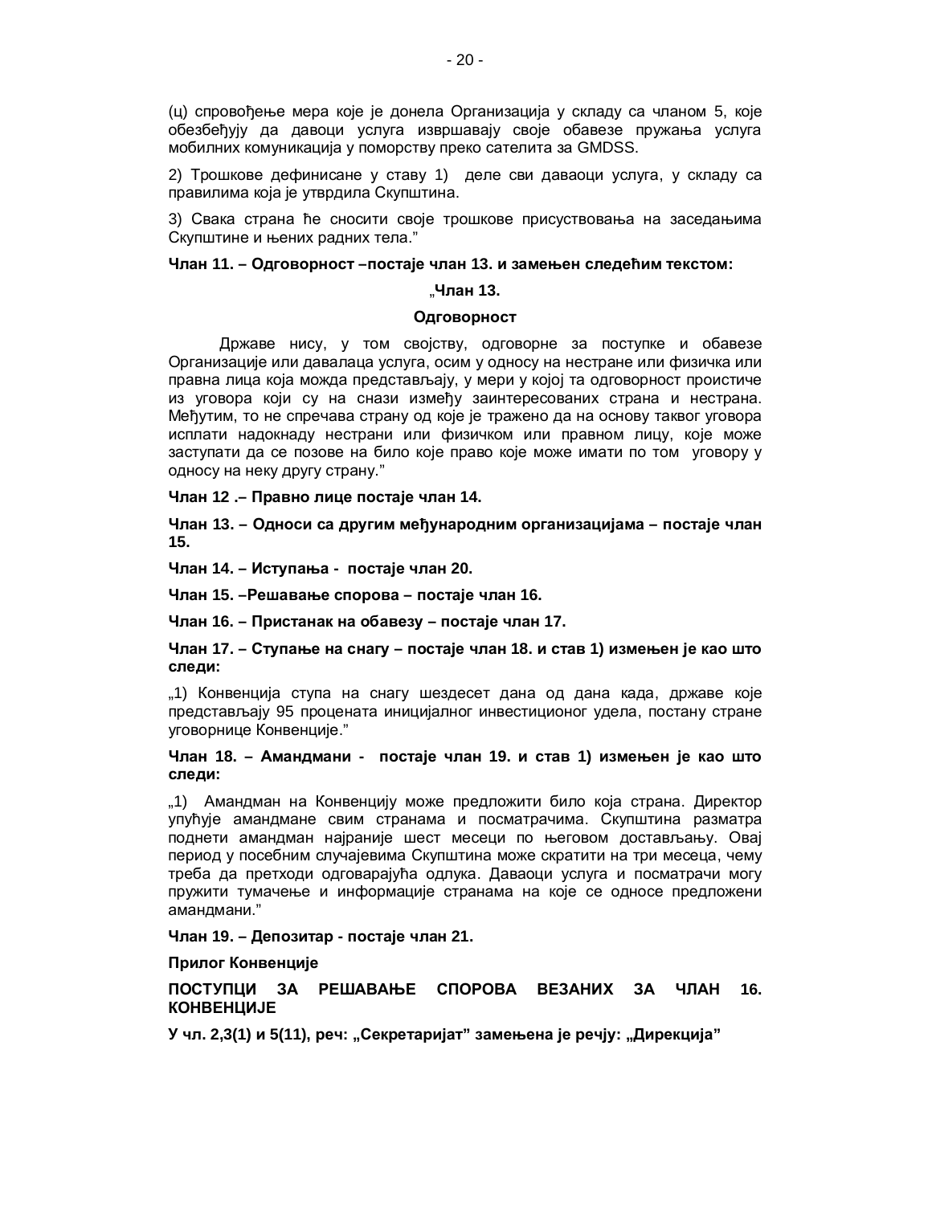(ц) спровођење мера које је донела Организација у складу са чланом 5, које обезбеђују да давоци услуга извршавају своје обавезе пружања услуга мобилних комуникација у поморству преко сателита за GMDSS.

2) Трошкове дефинисане у ставу 1) деле сви даваоци услуга, у складу са правилима која је утврдила Скупштина.

3) Свака страна ће сносити своје трошкове присуствовања на заседањима Скупштине и њених радних тела."

**Члан 11. – Одговорност –постаје члан 13. и замењен следећим текстом:**

**„Члан 13.**

**Одговорност**

Државе нису, у том својству, одговорне за поступке и обавезе Организације или давалаца услуга, осим у односу на нестране или физичка или правна лица која можда представљају, у мери у којој та одговорност проистиче из уговора који су на снази између заинтересованих страна и нестрана. Међутим, то не спречава страну од које је тражено да на основу таквог уговора исплати надокнаду нестрани или физичком или правном лицу, које може заступати да се позове на било које право које може имати по том уговору у односу на неку другу страну."

**Члан 12 .– Правно лице постаје члан 14.**

**Члан 13. – Односи са другим међународним организацијама – постаје члан 15.**

**Члан 14. – Иступања - постаје члан 20.**

**Члан 15. –Решавање спорова – постаје члан 16.**

**Члан 16. – Пристанак на обавезу – постаје члан 17.**

**Члан 17. – Ступање на снагу – постаје члан 18. и став 1) измењен је као што следи:**

„1) Конвенција ступа на снагу шездесет дана од дана када, државе које представљају 95 процената иницијалног инвестиционог удела, постану стране уговорнице Конвенције."

**Члан 18. – Амандмани - постаје члан 19. и став 1) измењен је као што следи:**

„1) Амандман на Конвенцију може предложити било која страна. Директор упућује амандмане свим странама и посматрачима. Скупштина разматра поднети амандман најраније шест месеци по његовом достављању. Овај период у посебним случајевима Скупштина може скратити на три месеца, чему треба да претходи одговарајућа одлука. Даваоци услуга и посматрачи могу пружити тумачење и информације странама на које се односе предложени амандмани."

**Члан 19. – Депозитар - постаје члан 21.**

**Прилог Конвенције**

**ПОСТУПЦИ ЗА РЕШАВАЊЕ СПОРОВА ВЕЗАНИХ ЗА ЧЛАН 16. КОНВЕНЦИЈЕ**

**У чл. 2,3(1) и 5(11), реч: „Секретаријат" замењена је речју: „Дирекција"**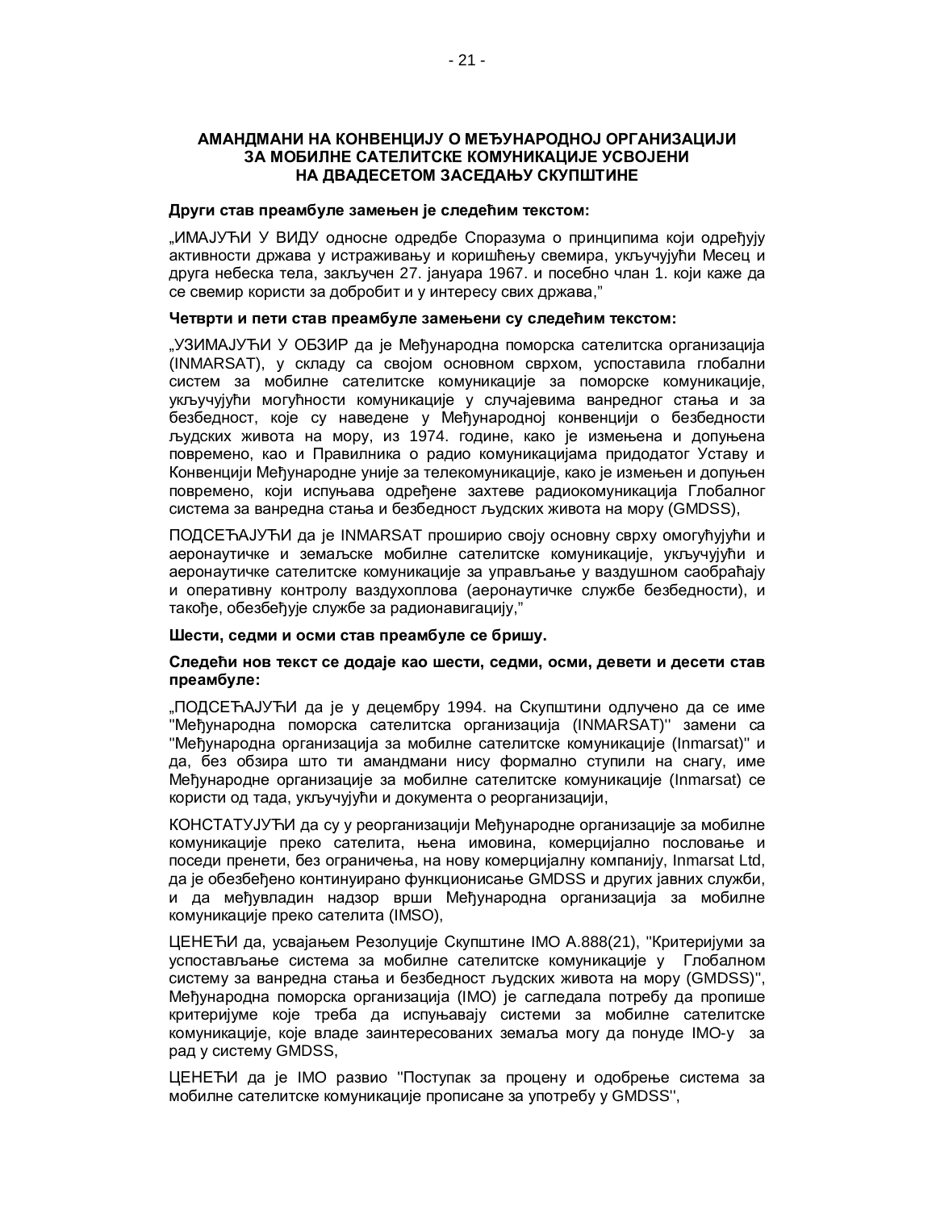## АМАНДМАНИ НА КОНВЕНЦИЈУ О МЕЂУНАРОДНОЈ ОРГАНИЗАЦИЈИ ЗА МОБИЛНЕ САТЕЛИТСКЕ КОМУНИКАЦИЈЕ УСВОЈЕНИ НА ДВАДЕСЕТОМ ЗАСЕДАЊУ СКУПШТИНЕ

**Други став преамбуле замењен је следећим текстом:**

„ИМАЈУЋИ У ВИДУ односне одредбе Споразума о принципима који одређују активности држава у истраживању и коришћењу свемира, укључујући Месец и друга небеска тела, закључен 27. јануара 1967. и посебно члан 1. који каже да се свемир користи за добробит и у интересу свих држава,"

**Четврти и пети став преамбуле замењени су следећим текстом:**

„УЗИМАЈУЋИ У ОБЗИР да је Међународна поморска сателитска организација (INMARSAT), у складу са својом основном сврхом, успоставила глобални систем за мобилне сателитске комуникације за поморске комуникације, укључујући могућности комуникације у случајевима ванредног стања и за безбедност, које су наведене у Међународној конвенцији о безбедности људских живота на мору, из 1974. године, како је измењена и допуњена повремено, као и Правилника о радио комуникацијама придодатог Уставу и Конвенцији Међународне уније за телекомуникације, како је измењен и допуњен повремено, који испуњава одређене захтеве радиокомуникација Глобалног система за ванредна стања и безбедност људских живота на мору (GMDSS),

ПОДСЕЋАЈУЋИ да је INMARSAT проширио своју основну сврху омогућујући и аеронаутичке и земаљске мобилне сателитске комуникације, укључујући и аеронаутичке сателитске комуникације за управљање у ваздушном саобраћају и оперативну контролу ваздухоплова (аеронаутичке службе безбедности), и такође, обезбеђује службе за радионавигацију,"

**Шести, седми и осми став преамбуле се бришу.**

**Следећи нов текст се додаје као шести, седми, осми, девети и десети став преамбуле:**

„ПОДСЕЋАЈУЋИ да је у децембру 1994. на Скупштини одлучено да се име "Међународна поморска сателитска организација (INMARSAT)" замени са "Међународна организација за мобилне сателитске комуникације (Inmarsat)" и да, без обзира што ти амандмани нису формално ступили на снагу, име Међународне организације за мобилне сателитске комуникације (Inmarsat) се користи од тада, укључујући и документа о реорганизацији,

КОНСТАТУЈУЋИ да су у реорганизацији Међународне организације за мобилне комуникације преко сателита, њена имовина, комерцијално пословање и поседи пренети, без ограничења, на нову комерцијалну компанију, Inmarsat Ltd, да је обезбеђено континуирано функционисање GMDSS и других јавних служби, и да међувладин надзор врши Међународна организација за мобилне комуникације преко сателита (IMSO),

ЦЕНЕЋИ да, усвајањем Резолуције Скупштине IMO A.888(21), "Критеријуми за успостављање система за мобилне сателитске комуникације у Глобалном систему за ванредна стања и безбедност људских живота на мору (GMDSS)", Међународна поморска организација (IMO) је сагледала потребу да пропише критеријуме које треба да испуњавају системи за мобилне сателитске комуникације, које владе заинтересованих земаља могу да понуде IMO-у за рад у систему GMDSS,

ЦЕНЕЋИ да је IMO развио "Поступак за процену и одобрење система за мобилне сателитске комуникације прописане за употребу у GMDSS",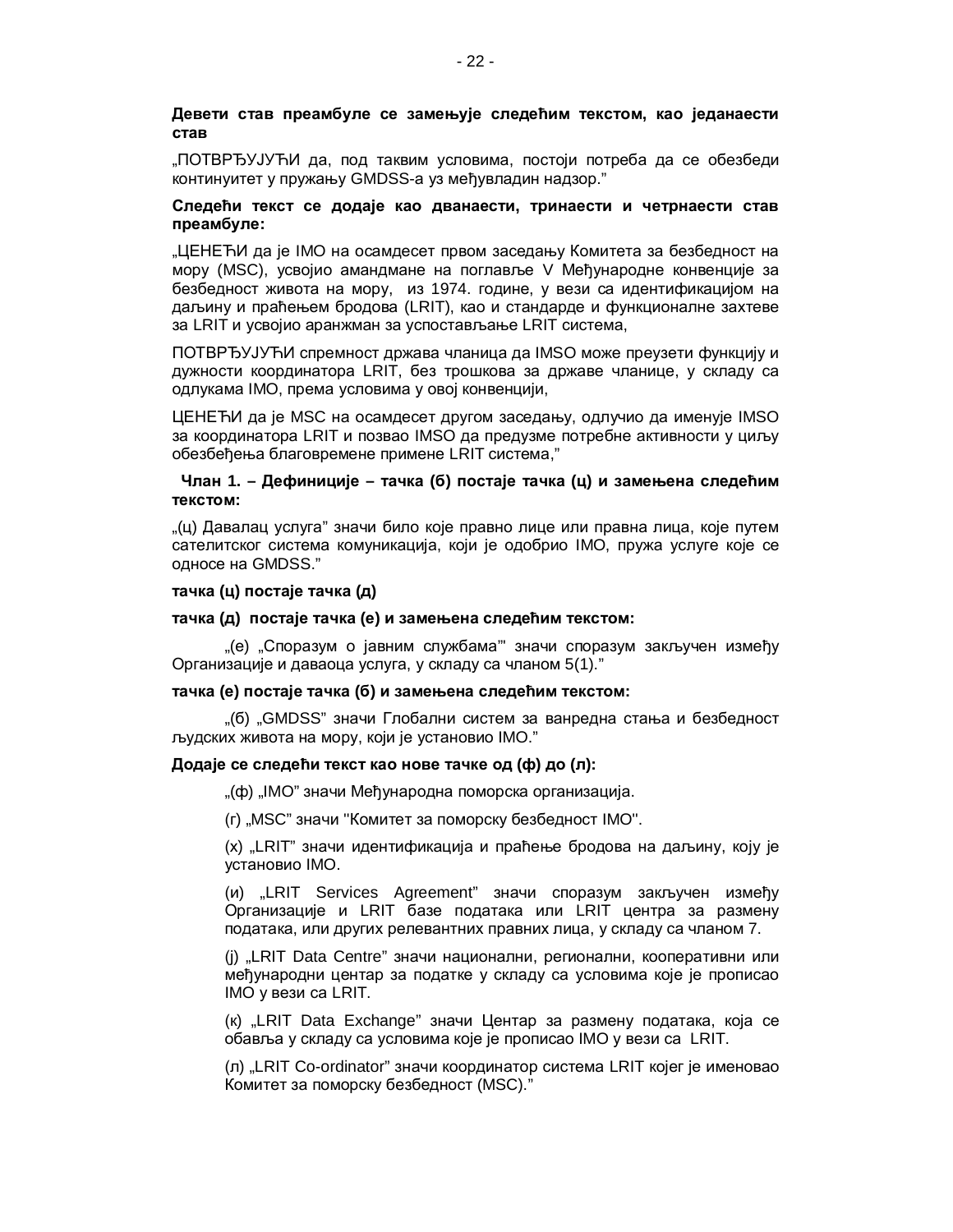**Девети став преамбуле се замењује следећим текстом, као једанаести став**

„ПОТВРЂУЈУЋИ да, под таквим условима, постоји потреба да се обезбеди континуитет у пружању GMDSS-а уз међувладин надзор."

**Следећи текст се додаје као дванаести, тринаести и четрнаести став преамбуле:**

„ЦЕНЕЋИ да је IMO на осамдесет првом заседању Комитета за безбедност на мору (MSC), усвојио амандмане на поглавље V Међународне конвенције за безбедност живота на мору, из 1974. године, у вези са идентификацијом на даљину и праћењем бродова (LRIT), као и стандарде и функционалне захтеве за LRIT и усвојио аранжман за успостављање LRIT система,

ПОТВРЂУЈУЋИ спремност држава чланица да IMSO може преузети функцију и дужности координатора LRIT, без трошкова за државе чланице, у складу са одлукама IMO, према условима у овој конвенцији,

ЦЕНЕЋИ да је MSC на осамдесет другом заседању, одлучио да именује IMSO за координатора LRIT и позвао IMSO да предузме потребне активности у циљу обезбеђења благовремене примене LRIT система,"

**Члан 1. – Дефиниције – тачка (б) постаје тачка (ц) и замењена следећим текстом:**

„(ц) Давалац услуга" значи било које правно лице или правна лица, које путем сателитског система комуникација, који је одобрио IMO, пружа услуге које се односе на GMDSS."

**тачка (ц) постаје тачка (д)**

**тачка (д) постаје тачка (е) и замењена следећим текстом:**

„(е) „Споразум о јавним службама'" значи споразум закључен између Организације и даваоца услуга, у складу са чланом 5(1)."

**тачка (е) постаје тачка (б) и замењена следећим текстом:**

„(б) „GMDSS" значи Глобални систем за ванредна стања и безбедност људских живота на мору, који је установио IMO."

**Додаје се следећи текст као нове тачке од (ф) до (л):**

„(ф) „IMO" значи Међународна поморска организација.

(г) „MSC" значи "Комитет за поморску безбедност IMO".

(х) „LRIT" значи идентификација и праћење бродова на даљину, коју је установио IMO.

(и) „LRIT Services Agreement" значи споразум закључен између Организације и LRIT базе података или LRIT центра за размену података, или других релевантних правних лица, у складу са чланом 7.

(ј) „LRIT Data Centre" значи национални, регионални, кооперативни или међународни центар за податке у складу са условима које је прописао IMO у вези са LRIT.

(к) „LRIT Data Exchange" значи Центар за размену података, која се обавља у складу са условима које је прописао IMO у вези са LRIT.

(л) „LRIT Co-ordinator" значи координатор система LRIT којег је именовао Комитет за поморску безбедност (MSC)."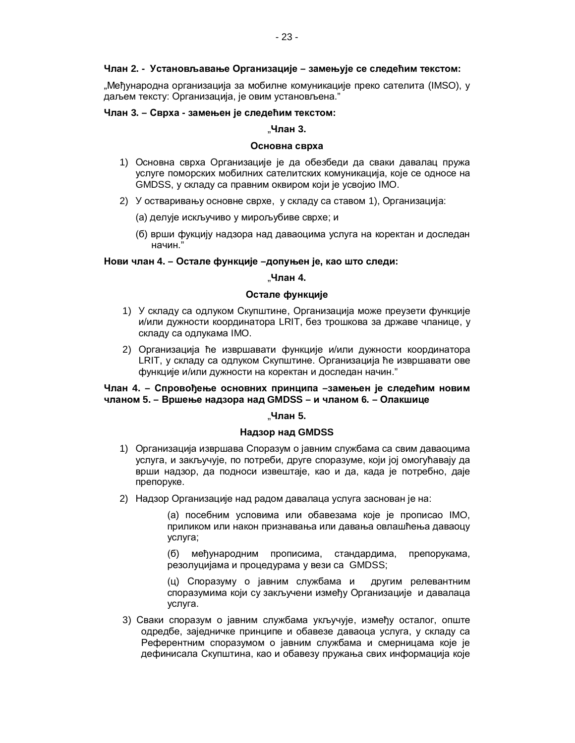**Члан 2. - Установљавање Организације – замењује се следећим текстом:**

„Међународна организација за мобилне комуникације преко сателита (IMSO), у даљем тексту: Организација, је овим установљена."

**Члан 3. – Сврха - замењен је следећим текстом:**

**„Члан 3.**

**Основна сврха**

1) Основна сврха Организације је да обезбеди да сваки давалац пружа услуге поморских мобилних сателитских комуникација, које се односе на GMDSS, у складу са правним оквиром који је усвојио IMO.

2) У остваривању основне сврхе, у складу са ставом 1), Организација:

   (а) делује искључиво у мирољубиве сврхе; и

   (б) врши фукцију надзора над даваоцима услуга на коректан и доследан начин."

**Нови члан 4. – Остале функције –допуњен је, као што следи:**

**„Члан 4.**

**Остале функције**

1) У складу са одлуком Скупштине, Организација може преузети функције и/или дужности координатора LRIT, без трошкова за државе чланице, у складу са одлукама IMO.

2) Организација ће извршавати функције и/или дужности координатора LRIT, у складу са одлуком Скупштине. Организација ће извршавати ове функције и/или дужности на коректан и доследан начин."

**Члан 4. – Спровођење основних принципа –замењен је следећим новим чланом 5. – Вршење надзора над GMDSS – и чланом 6. – Олакшице**

**„Члан 5.**

**Надзор над GMDSS**

1) Организација извршава Споразум о јавним службама са свим даваоцима услуга, и закључује, по потреби, друге споразуме, који јој омогућавају да врши надзор, да подноси извештаје, као и да, када је потребно, даје препоруке.

2) Надзор Организације над радом давалаца услуга заснован је на:

   (а) посебним условима или обавезама које је прописао IMO, приликом или након признавања или давања овлашћења даваоцу услуга;

   (б) међународним прописима, стандардима, препорукама, резолуцијама и процедурама у вези са GMDSS;

   (ц) Споразуму о јавним службама и другим релевантним споразумима који су закључени између Организације и давалаца услуга.

3) Сваки споразум о јавним службама укључује, између осталог, опште одредбе, заједничке принципе и обавезе даваоца услуга, у складу са Референтним споразумом о јавним службама и смерницама које је дефинисала Скупштина, као и обавезу пружања свих информација које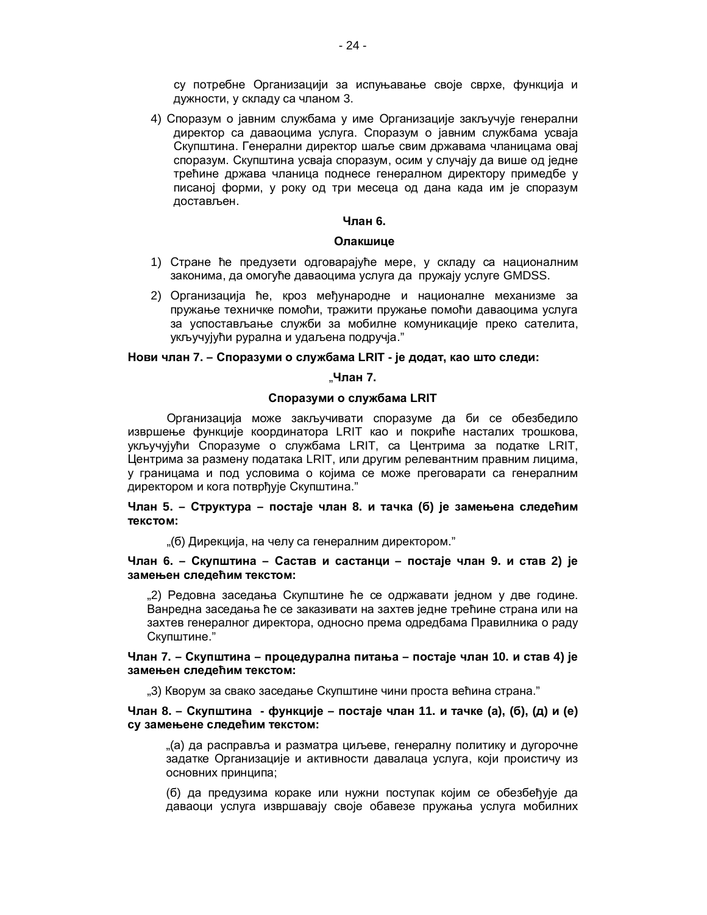су потребне Организацији за испуњавање своје сврхе, функција и дужности, у складу са чланом 3.

4) Споразум о јавним службама у име Организације закључује генерални директор са даваоцима услуга. Споразум о јавним службама усваја Скупштина. Генерални директор шаље свим државама чланицама овај споразум. Скупштина усваја споразум, осим у случају да више од једне трећине држава чланица поднесе генералном директору примедбе у писаној форми, у року од три месеца од дана када им је споразум достављен.

**Члан 6.**

**Олакшице**

1) Стране ће предузети одговарајуће мере, у складу са националним законима, да омогуће даваоцима услуга да пружају услуге GMDSS.

2) Организација ће, кроз међународне и националне механизме за пружање техничке помоћи, тражити пружање помоћи даваоцима услуга за успостављање служби за мобилне комуникације преко сателита, укључујући рурална и удаљена подручја."

**Нови члан 7. – Споразуми о службама LRIT - је додат, као што следи:**

„**Члан 7.**

**Споразуми о службама LRIT**

Организација може закључивати споразуме да би се обезбедило извршење функције координатора LRIT као и покриће насталих трошкова, укључујући Споразуме о службама LRIT, са Центрима за податке LRIT, Центрима за размену података LRIT, или другим релевантним правним лицима, у границама и под условима о којима се може преговарати са генералним директором и кога потврђује Скупштина."

**Члан 5. – Структура – постаје члан 8. и тачка (б) је замењена следећим текстом:**

„(б) Дирекција, на челу са генералним директором."

**Члан 6. – Скупштина – Састав и састанци – постаје члан 9. и став 2) је замењен следећим текстом:**

„2) Редовна заседања Скупштине ће се одржавати једном у две године. Ванредна заседања ће се заказивати на захтев једне трећине страна или на захтев генералног директора, односно према одредбама Правилника о раду Скупштине."

**Члан 7. – Скупштина – процедурална питања – постаје члан 10. и став 4) је замењен следећим текстом:**

„3) Кворум за свако заседање Скупштине чини проста већина страна."

**Члан 8. – Скупштина - функције – постаје члан 11. и тачке (а), (б), (д) и (е) су замењене следећим текстом:**

„(а) да расправља и разматра циљеве, генералну политику и дугорочне задатке Организације и активности давалаца услуга, који проистичу из основних принципа;

(б) да предузима кораке или нужни поступак којим се обезбеђује да даваоци услуга извршавају своје обавезе пружања услуга мобилних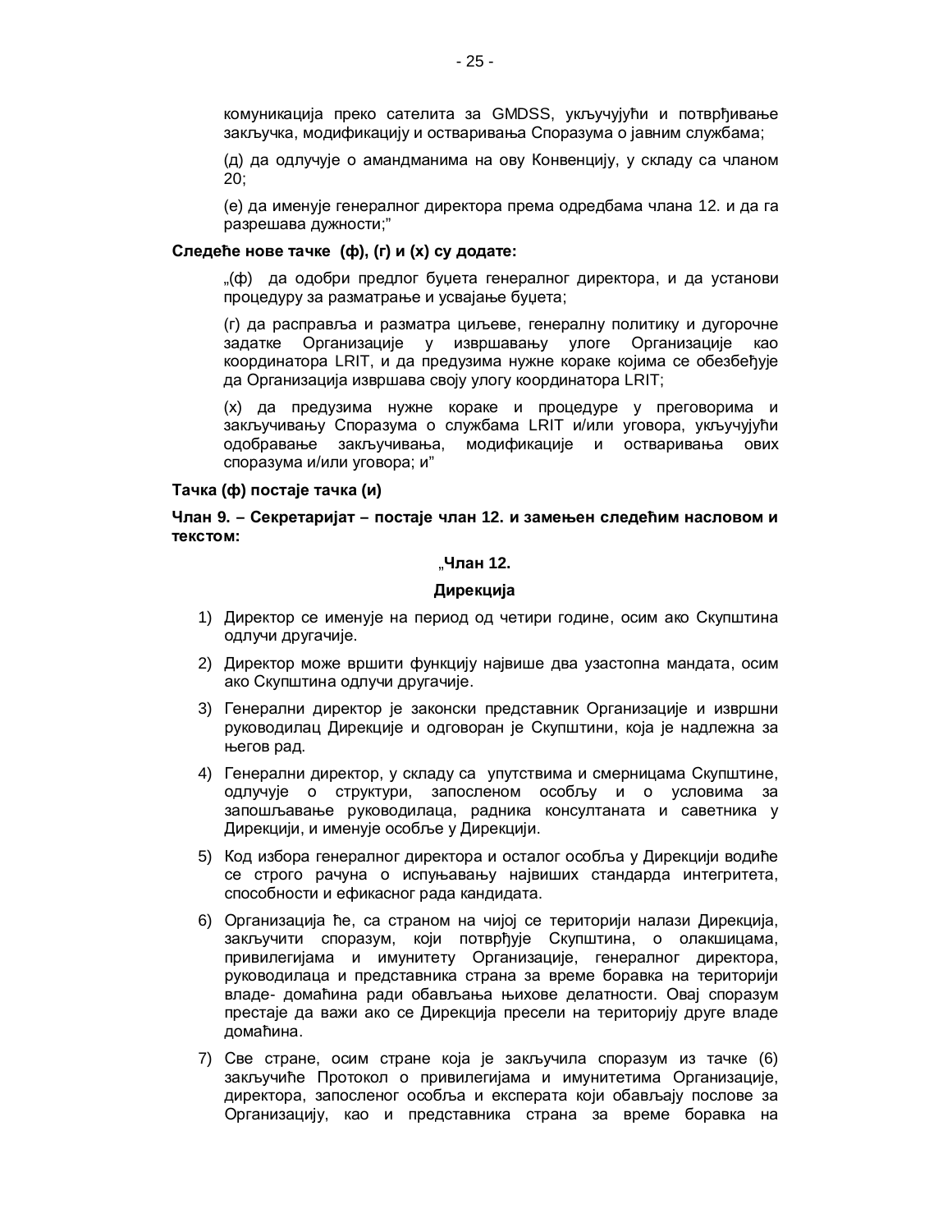комуникација преко сателита за GMDSS, укључујући и потврђивање закључка, модификацију и остваривања Споразума о јавним службама;

(д) да одлучује о амандманима на ову Конвенцију, у складу са чланом 20;

(е) да именује генералног директора према одредбама члана 12. и да га разрешава дужности;"

**Следеће нове тачке (ф), (г) и (х) су додате:**

„(ф) да одобри предлог буџета генералног директора, и да установи процедуру за разматрање и усвајање буџета;

(г) да расправља и разматра циљеве, генералну политику и дугорочне задатке Организације у извршавању улоге Организације као координатора LRIT, и да предузима нужне кораке којима се обезбеђује да Организација извршава своју улогу координатора LRIT;

(х) да предузима нужне кораке и процедуре у преговорима и закључивању Споразума о службама LRIT и/или уговора, укључујући одобравање закључивања, модификације и остваривања ових споразума и/или уговора; и"

**Тачка (ф) постаје тачка (и)**

**Члан 9. – Секретаријат – постаје члан 12. и замењен следећим насловом и текстом:**

„**Члан 12.**

**Дирекција**

1) Директор се именује на период од четири године, осим ако Скупштина одлучи другачије.
2) Директор може вршити функцију највише два узастопна мандата, осим ако Скупштина одлучи другачије.
3) Генерални директор је законски представник Организације и извршни руководилац Дирекције и одговоран је Скупштини, која је надлежна за његов рад.
4) Генерални директор, у складу са упутствима и смерницама Скупштине, одлучује о структури, запосленом особљу и о условима за запошљавање руководилаца, радника консултаната и саветника у Дирекцији, и именује особље у Дирекцији.
5) Код избора генералног директора и осталог особља у Дирекцији водиће се строго рачуна о испуњавању највиших стандарда интегритета, способности и ефикасног рада кандидата.
6) Организација ће, са страном на чијој се територији налази Дирекција, закључити споразум, који потврђује Скупштина, о олакшицама, привилегијама и имунитету Организације, генералног директора, руководилаца и представника страна за време боравка на територији владе- домаћина ради обављања њихове делатности. Овај споразум престаје да важи ако се Дирекција пресели на територију друге владе домаћина.
7) Све стране, осим стране која је закључила споразум из тачке (6) закључиће Протокол о привилегијама и имунитетима Организације, директора, запосленог особља и експерата који обављају послове за Организацију, као и представника страна за време боравка на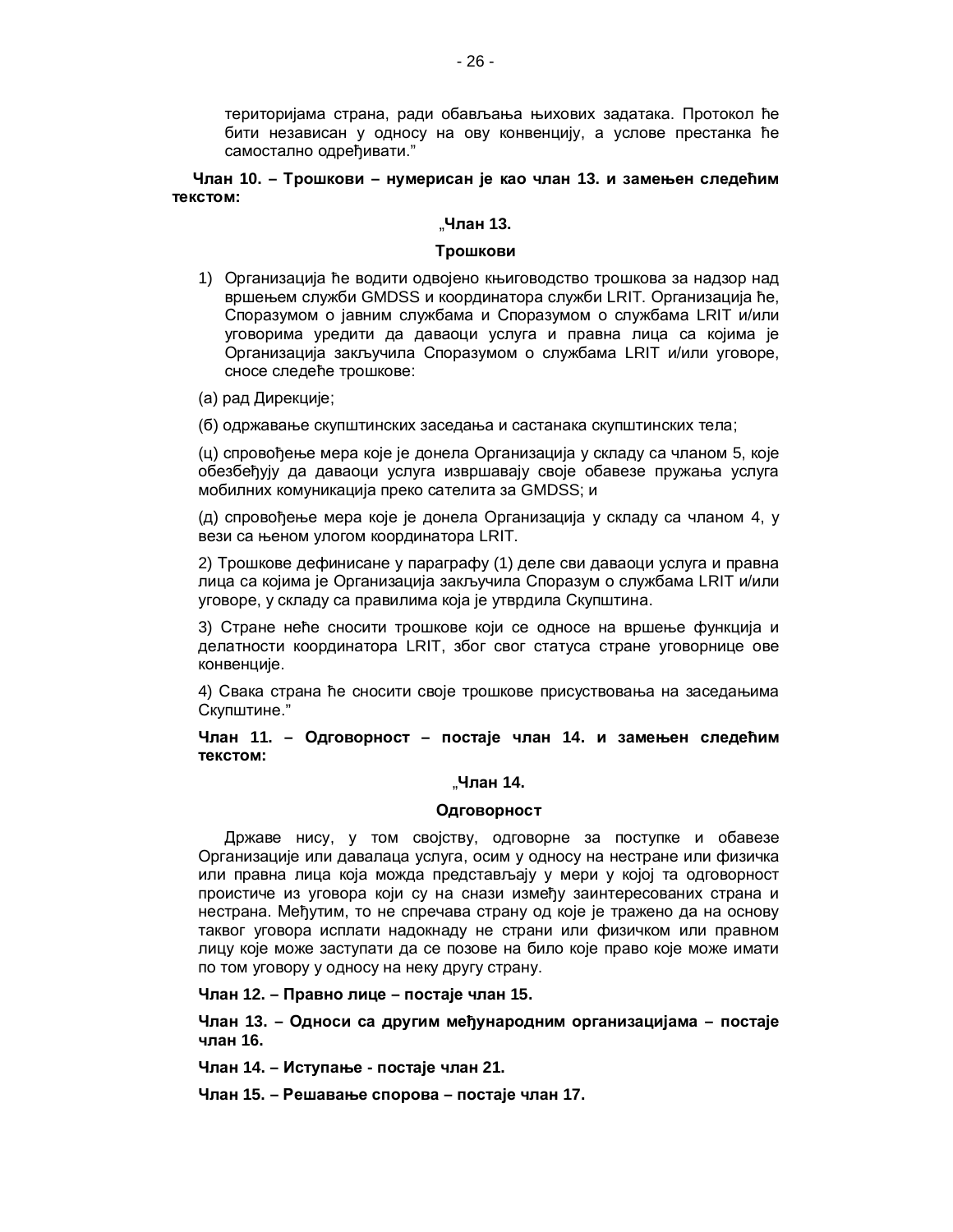територијама страна, ради обављања њихових задатака. Протокол ће бити независан у односу на ову конвенцију, а услове престанка ће самостално одређивати."

**Члан 10. – Трошкови – нумерисан је као члан 13. и замењен следећим текстом:**

**„Члан 13.**

**Трошкови**

1) Организација ће водити одвојено књиговодство трошкова за надзор над вршењем служби GMDSS и координатора служби LRIT. Организација ће, Споразумом о јавним службама и Споразумом о службама LRIT и/или уговорима уредити да даваоци услуга и правна лица са којима је Организација закључила Споразумом о службама LRIT и/или уговоре, сносе следеће трошкове:

(а) рад Дирекције;

(б) одржавање скупштинских заседања и састанака скупштинских тела;

(ц) спровођење мера које је донела Организација у складу са чланом 5, које обезбеђују да даваоци услуга извршавају своје обавезе пружања услуга мобилних комуникација преко сателита за GMDSS; и

(д) спровођење мера које је донела Организација у складу са чланом 4, у вези са њеном улогом координатора LRIT.

2) Трошкове дефинисане у параграфу (1) деле сви даваоци услуга и правна лица са којима је Организација закључила Споразум о службама LRIT и/или уговоре, у складу са правилима која је утврдила Скупштина.

3) Стране неће сносити трошкове који се односе на вршење функција и делатности координатора LRIT, због свог статуса стране уговорнице ове конвенције.

4) Свака страна ће сносити своје трошкове присуствовања на заседањима Скупштине."

**Члан 11. – Одговорност – постаје члан 14. и замењен следећим текстом:**

**„Члан 14.**

**Одговорност**

Државе нису, у том својству, одговорне за поступке и обавезе Организације или давалаца услуга, осим у односу на нестране или физичка или правна лица која можда представљају у мери у којој та одговорност проистиче из уговора који су на снази између заинтересованих страна и нестрана. Међутим, то не спречава страну од које је тражено да на основу таквог уговора исплати надокнаду не страни или физичком или правном лицу које може заступати да се позове на било које право које може имати по том уговору у односу на неку другу страну.

**Члан 12. – Правно лице – постаје члан 15.**

**Члан 13. – Односи са другим међународним организацијама – постаје члан 16.**

**Члан 14. – Иступање - постаје члан 21.**

**Члан 15. – Решавање спорова – постаје члан 17.**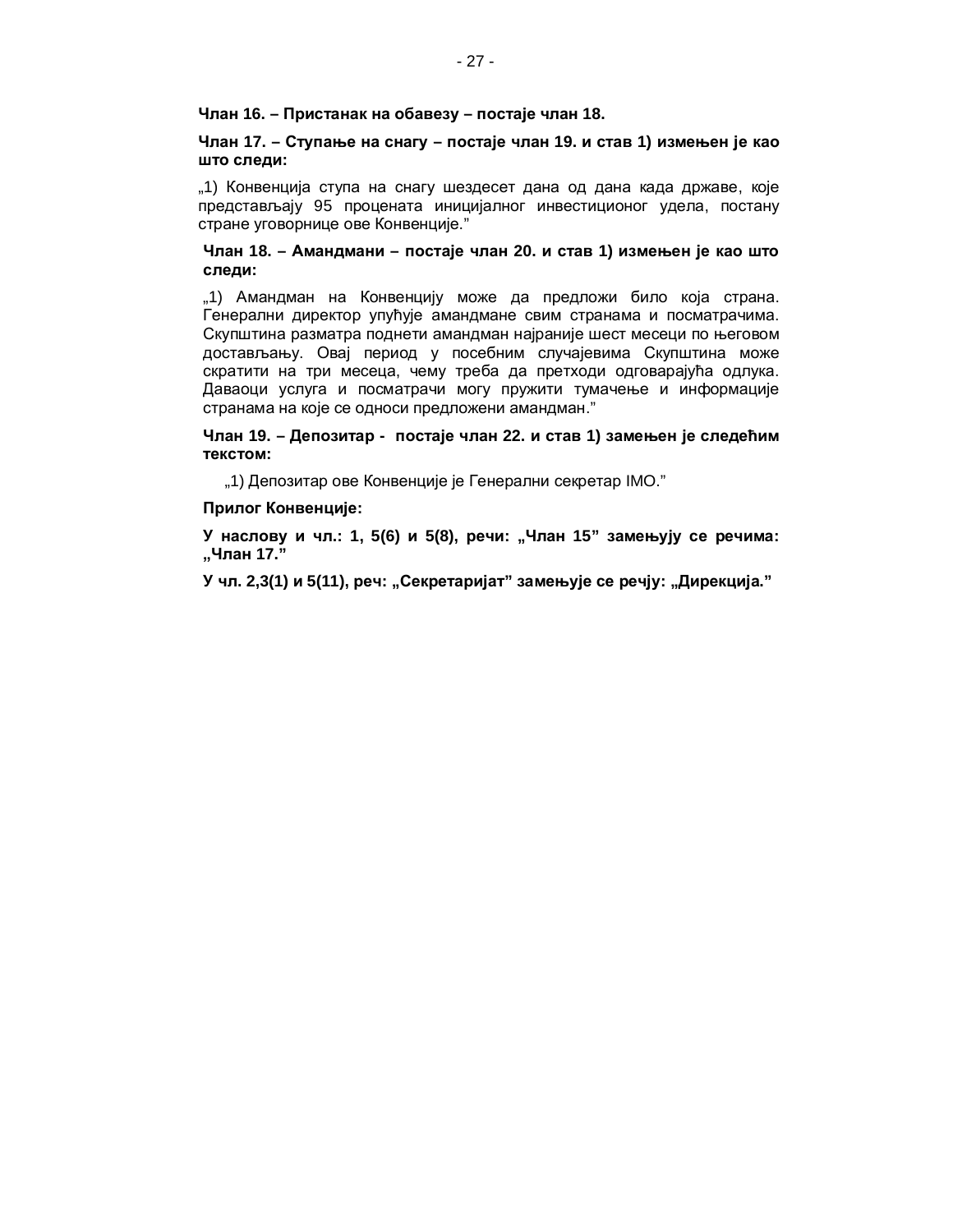**Члан 16. – Пристанак на обавезу – постаје члан 18.**

**Члан 17. – Ступање на снагу – постаје члан 19. и став 1) измењен је као што следи:**

„1) Конвенција ступа на снагу шездесет дана од дана када државе, које представљају 95 процената иницијалног инвестиционог удела, постану стране уговорнице ове Конвенције."

**Члан 18. – Амандмани – постаје члан 20. и став 1) измењен је као што следи:**

„1) Амандман на Конвенцију може да предложи било која страна. Генерални директор упућује амандмане свим странама и посматрачима. Скупштина разматра поднети амандман најраније шест месеци по његовом достављању. Овај период у посебним случајевима Скупштина може скратити на три месеца, чему треба да претходи одговарајућа одлука. Даваоци услуга и посматрачи могу пружити тумачење и информације странама на које се односи предложени амандман."

**Члан 19. – Депозитар - постаје члан 22. и став 1) замењен је следећим текстом:**

„1) Депозитар ове Конвенције је Генерални секретар IMO."

**Прилог Конвенције:**

**У наслову и чл.: 1, 5(6) и 5(8), речи: „Члан 15" замењују се речима: „Члан 17."**

**У чл. 2,3(1) и 5(11), реч: „Секретаријат" замењује се речју: „Дирекција."**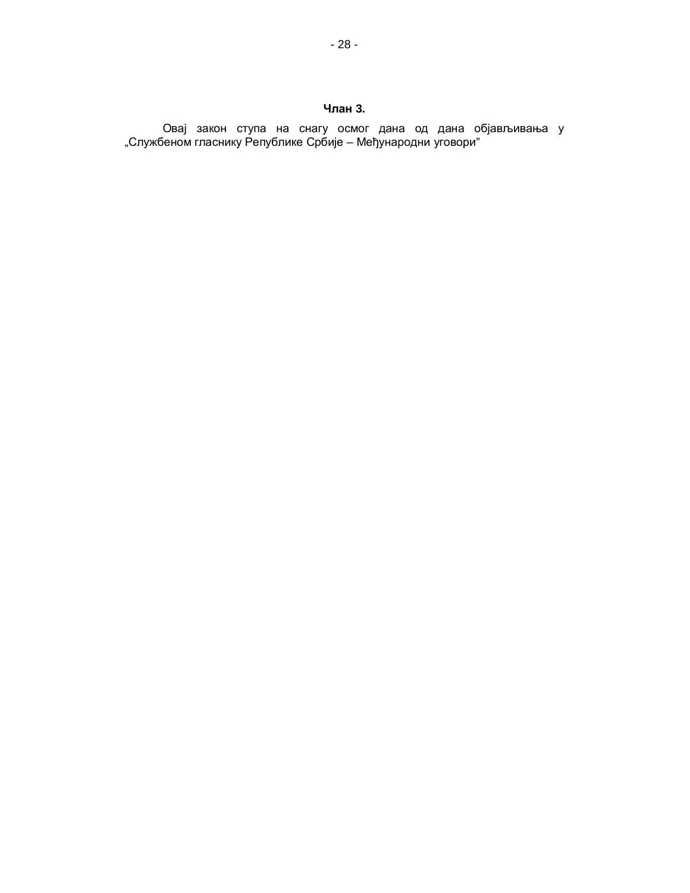**Члан 3.**

Овај закон ступа на снагу осмог дана од дана објављивања у „Службеном гласнику Републике Србије – Међународни уговори”